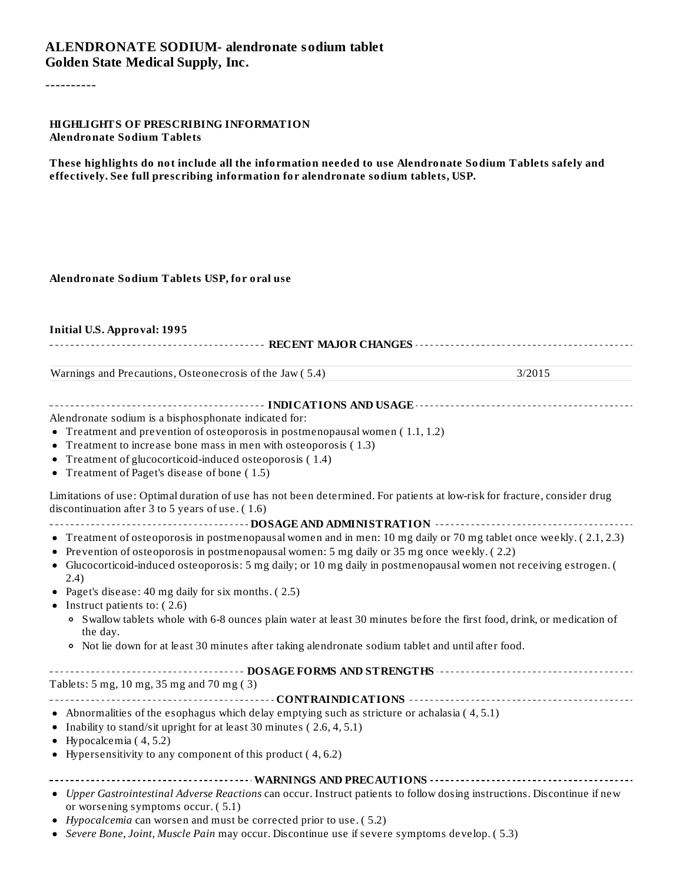# ALENDRONATE SODIUM- alendronate sodium tablet
**Golden State Medical Supply, Inc.**

----------

**HIGHLIGHTS OF PRESCRIBING INFORMATION**
**Alendronate Sodium Tablets**

**These highlights do not include all the information needed to use Alendronate Sodium Tablets safely and effectively. See full prescribing information for alendronate sodium tablets, USP.**

**Alendronate Sodium Tablets USP, for oral use**

**Initial U.S. Approval: 1995**

## RECENT MAJOR CHANGES

| | |
|---|---|
| Warnings and Precautions, Osteonecrosis of the Jaw ( 5.4) | 3/2015 |

## INDICATIONS AND USAGE

Alendronate sodium is a bisphosphonate indicated for:

- Treatment and prevention of osteoporosis in postmenopausal women ( 1.1, 1.2)
- Treatment to increase bone mass in men with osteoporosis ( 1.3)
- Treatment of glucocorticoid-induced osteoporosis ( 1.4)
- Treatment of Paget's disease of bone ( 1.5)

Limitations of use: Optimal duration of use has not been determined. For patients at low-risk for fracture, consider drug discontinuation after 3 to 5 years of use. ( 1.6)

## DOSAGE AND ADMINISTRATION

- Treatment of osteoporosis in postmenopausal women and in men: 10 mg daily or 70 mg tablet once weekly. ( 2.1, 2.3)
- Prevention of osteoporosis in postmenopausal women: 5 mg daily or 35 mg once weekly. ( 2.2)
- Glucocorticoid-induced osteoporosis: 5 mg daily; or 10 mg daily in postmenopausal women not receiving estrogen. ( 2.4)
- Paget's disease: 40 mg daily for six months. ( 2.5)
- Instruct patients to: ( 2.6)
  - Swallow tablets whole with 6-8 ounces plain water at least 30 minutes before the first food, drink, or medication of the day.
  - Not lie down for at least 30 minutes after taking alendronate sodium tablet and until after food.

## DOSAGE FORMS AND STRENGTHS

Tablets: 5 mg, 10 mg, 35 mg and 70 mg ( 3)

## CONTRAINDICATIONS

- Abnormalities of the esophagus which delay emptying such as stricture or achalasia ( 4, 5.1)
- Inability to stand/sit upright for at least 30 minutes ( 2.6, 4, 5.1)
- Hypocalcemia ( 4, 5.2)
- Hypersensitivity to any component of this product ( 4, 6.2)

## WARNINGS AND PRECAUTIONS

- *Upper Gastrointestinal Adverse Reactions* can occur. Instruct patients to follow dosing instructions. Discontinue if new or worsening symptoms occur. ( 5.1)
- *Hypocalcemia* can worsen and must be corrected prior to use. ( 5.2)
- *Severe Bone, Joint, Muscle Pain* may occur. Discontinue use if severe symptoms develop. ( 5.3)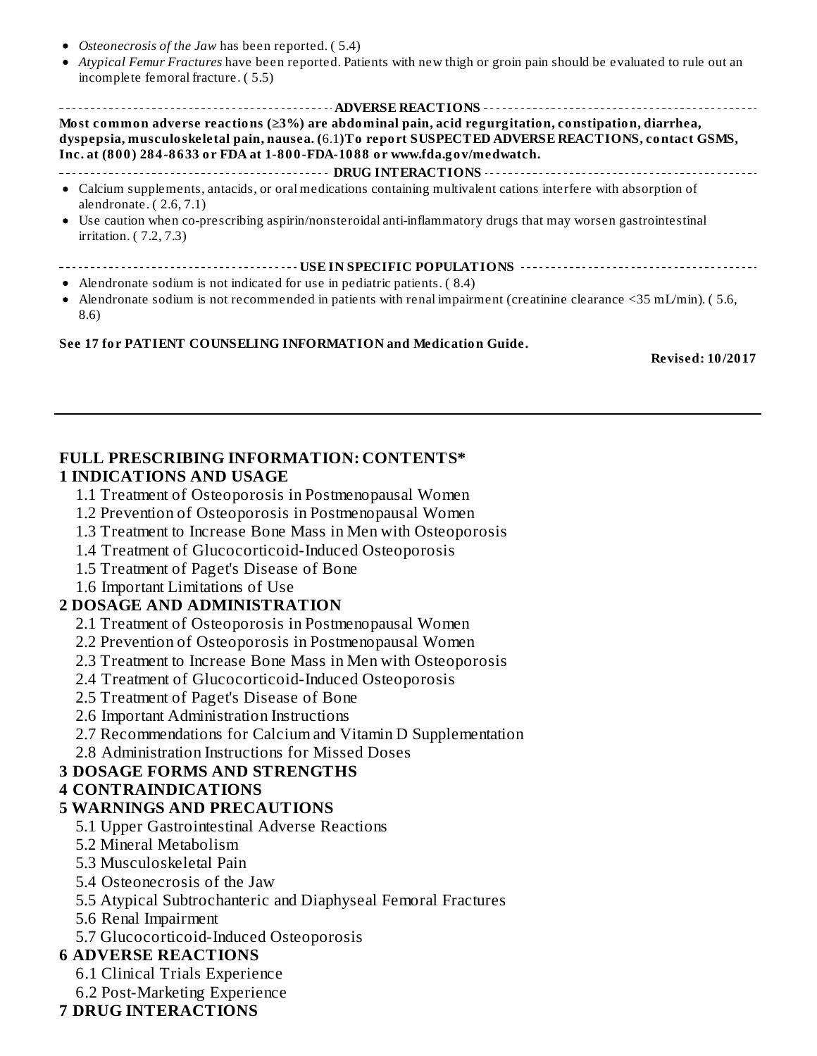- *Osteonecrosis of the Jaw* has been reported. ( 5.4)
- *Atypical Femur Fractures* have been reported. Patients with new thigh or groin pain should be evaluated to rule out an incomplete femoral fracture. ( 5.5)

## ADVERSE REACTIONS

**Most common adverse reactions (≥3%) are abdominal pain, acid regurgitation, constipation, diarrhea, dyspepsia, musculoskeletal pain, nausea. (**6.1**)To report SUSPECTED ADVERSE REACTIONS, contact GSMS, Inc. at (800) 284-8633 or FDA at 1-800-FDA-1088 or www.fda.gov/medwatch.**

## DRUG INTERACTIONS

- Calcium supplements, antacids, or oral medications containing multivalent cations interfere with absorption of alendronate. ( 2.6, 7.1)
- Use caution when co-prescribing aspirin/nonsteroidal anti-inflammatory drugs that may worsen gastrointestinal irritation. ( 7.2, 7.3)

## USE IN SPECIFIC POPULATIONS

- Alendronate sodium is not indicated for use in pediatric patients. ( 8.4)
- Alendronate sodium is not recommended in patients with renal impairment (creatinine clearance <35 mL/min). ( 5.6, 8.6)

**See 17 for PATIENT COUNSELING INFORMATION and Medication Guide.**

**Revised: 10/2017**

---

# FULL PRESCRIBING INFORMATION: CONTENTS*

## 1 INDICATIONS AND USAGE

1.1 Treatment of Osteoporosis in Postmenopausal Women
1.2 Prevention of Osteoporosis in Postmenopausal Women
1.3 Treatment to Increase Bone Mass in Men with Osteoporosis
1.4 Treatment of Glucocorticoid-Induced Osteoporosis
1.5 Treatment of Paget's Disease of Bone
1.6 Important Limitations of Use

## 2 DOSAGE AND ADMINISTRATION

2.1 Treatment of Osteoporosis in Postmenopausal Women
2.2 Prevention of Osteoporosis in Postmenopausal Women
2.3 Treatment to Increase Bone Mass in Men with Osteoporosis
2.4 Treatment of Glucocorticoid-Induced Osteoporosis
2.5 Treatment of Paget's Disease of Bone
2.6 Important Administration Instructions
2.7 Recommendations for Calcium and Vitamin D Supplementation
2.8 Administration Instructions for Missed Doses

## 3 DOSAGE FORMS AND STRENGTHS

## 4 CONTRAINDICATIONS

## 5 WARNINGS AND PRECAUTIONS

5.1 Upper Gastrointestinal Adverse Reactions
5.2 Mineral Metabolism
5.3 Musculoskeletal Pain
5.4 Osteonecrosis of the Jaw
5.5 Atypical Subtrochanteric and Diaphyseal Femoral Fractures
5.6 Renal Impairment
5.7 Glucocorticoid-Induced Osteoporosis

## 6 ADVERSE REACTIONS

6.1 Clinical Trials Experience
6.2 Post-Marketing Experience

## 7 DRUG INTERACTIONS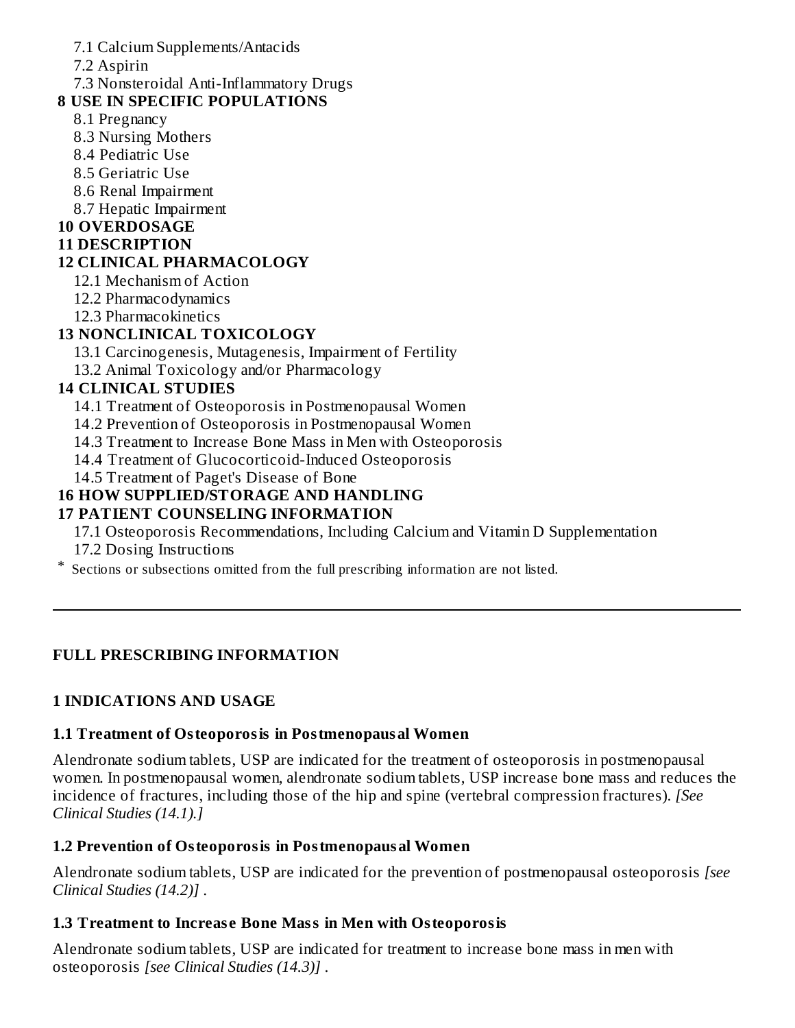7.1 Calcium Supplements/Antacids

7.2 Aspirin

7.3 Nonsteroidal Anti-Inflammatory Drugs

**8 USE IN SPECIFIC POPULATIONS**

8.1 Pregnancy

8.3 Nursing Mothers

8.4 Pediatric Use

8.5 Geriatric Use

8.6 Renal Impairment

8.7 Hepatic Impairment

**10 OVERDOSAGE**

**11 DESCRIPTION**

**12 CLINICAL PHARMACOLOGY**

12.1 Mechanism of Action

12.2 Pharmacodynamics

12.3 Pharmacokinetics

**13 NONCLINICAL TOXICOLOGY**

13.1 Carcinogenesis, Mutagenesis, Impairment of Fertility

13.2 Animal Toxicology and/or Pharmacology

**14 CLINICAL STUDIES**

14.1 Treatment of Osteoporosis in Postmenopausal Women

14.2 Prevention of Osteoporosis in Postmenopausal Women

14.3 Treatment to Increase Bone Mass in Men with Osteoporosis

14.4 Treatment of Glucocorticoid-Induced Osteoporosis

14.5 Treatment of Paget's Disease of Bone

**16 HOW SUPPLIED/STORAGE AND HANDLING**

**17 PATIENT COUNSELING INFORMATION**

17.1 Osteoporosis Recommendations, Including Calcium and Vitamin D Supplementation

17.2 Dosing Instructions

* Sections or subsections omitted from the full prescribing information are not listed.

---

## FULL PRESCRIBING INFORMATION

### 1 INDICATIONS AND USAGE

#### 1.1 Treatment of Osteoporosis in Postmenopausal Women

Alendronate sodium tablets, USP are indicated for the treatment of osteoporosis in postmenopausal women. In postmenopausal women, alendronate sodium tablets, USP increase bone mass and reduces the incidence of fractures, including those of the hip and spine (vertebral compression fractures). *[See Clinical Studies (14.1).]*

#### 1.2 Prevention of Osteoporosis in Postmenopausal Women

Alendronate sodium tablets, USP are indicated for the prevention of postmenopausal osteoporosis *[see Clinical Studies (14.2)]* .

#### 1.3 Treatment to Increase Bone Mass in Men with Osteoporosis

Alendronate sodium tablets, USP are indicated for treatment to increase bone mass in men with osteoporosis *[see Clinical Studies (14.3)]* .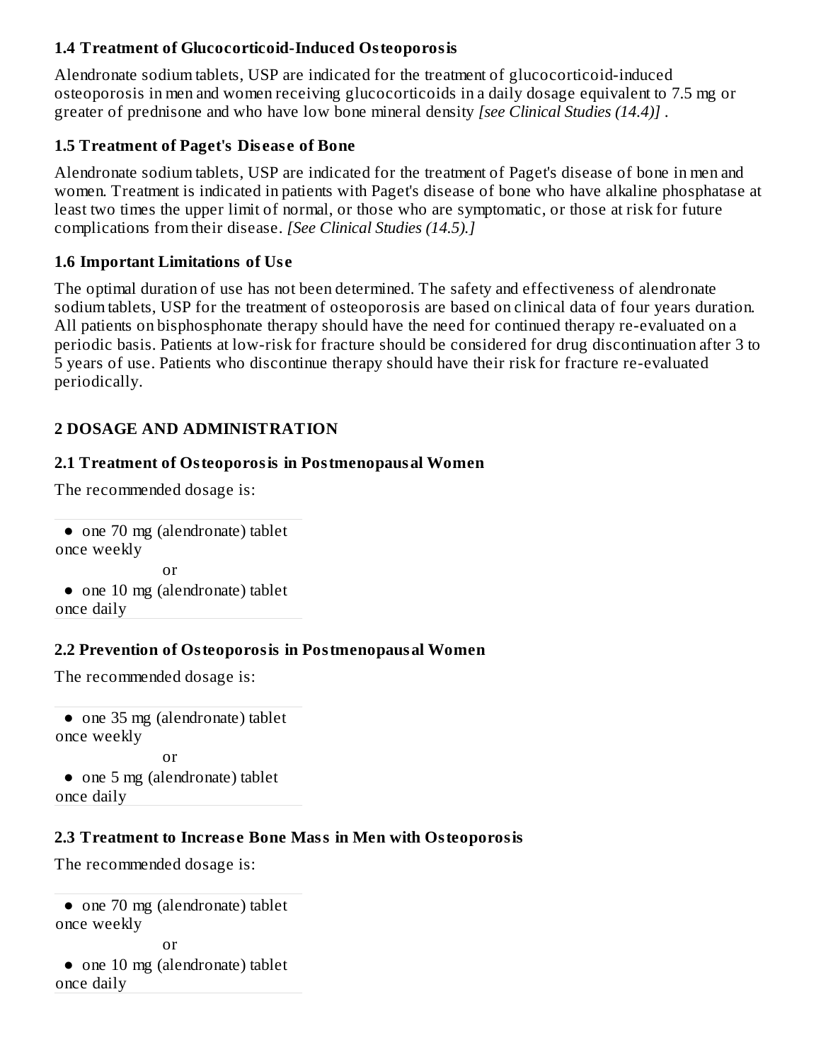### 1.4 Treatment of Glucocorticoid-Induced Osteoporosis

Alendronate sodium tablets, USP are indicated for the treatment of glucocorticoid-induced osteoporosis in men and women receiving glucocorticoids in a daily dosage equivalent to 7.5 mg or greater of prednisone and who have low bone mineral density *[see Clinical Studies (14.4)]* .

### 1.5 Treatment of Paget's Disease of Bone

Alendronate sodium tablets, USP are indicated for the treatment of Paget's disease of bone in men and women. Treatment is indicated in patients with Paget's disease of bone who have alkaline phosphatase at least two times the upper limit of normal, or those who are symptomatic, or those at risk for future complications from their disease. *[See Clinical Studies (14.5).]*

### 1.6 Important Limitations of Use

The optimal duration of use has not been determined. The safety and effectiveness of alendronate sodium tablets, USP for the treatment of osteoporosis are based on clinical data of four years duration. All patients on bisphosphonate therapy should have the need for continued therapy re-evaluated on a periodic basis. Patients at low-risk for fracture should be considered for drug discontinuation after 3 to 5 years of use. Patients who discontinue therapy should have their risk for fracture re-evaluated periodically.

## 2 DOSAGE AND ADMINISTRATION

### 2.1 Treatment of Osteoporosis in Postmenopausal Women

The recommended dosage is:

- one 70 mg (alendronate) tablet once weekly

  or

- one 10 mg (alendronate) tablet once daily

### 2.2 Prevention of Osteoporosis in Postmenopausal Women

The recommended dosage is:

- one 35 mg (alendronate) tablet once weekly

  or

- one 5 mg (alendronate) tablet once daily

### 2.3 Treatment to Increase Bone Mass in Men with Osteoporosis

The recommended dosage is:

- one 70 mg (alendronate) tablet once weekly

  or

- one 10 mg (alendronate) tablet once daily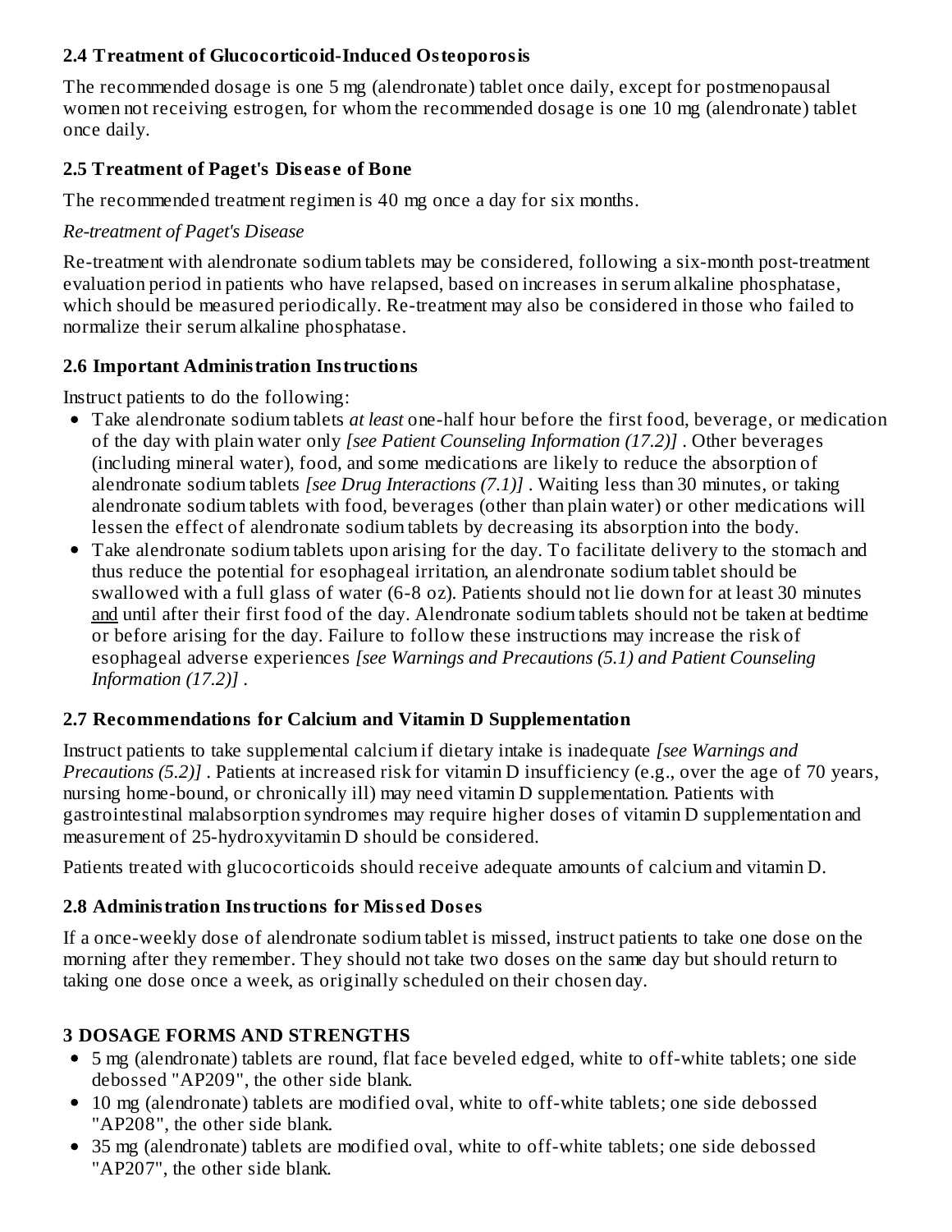### 2.4 Treatment of Glucocorticoid-Induced Osteoporosis

The recommended dosage is one 5 mg (alendronate) tablet once daily, except for postmenopausal women not receiving estrogen, for whom the recommended dosage is one 10 mg (alendronate) tablet once daily.

### 2.5 Treatment of Paget's Disease of Bone

The recommended treatment regimen is 40 mg once a day for six months.

*Re-treatment of Paget's Disease*

Re-treatment with alendronate sodium tablets may be considered, following a six-month post-treatment evaluation period in patients who have relapsed, based on increases in serum alkaline phosphatase, which should be measured periodically. Re-treatment may also be considered in those who failed to normalize their serum alkaline phosphatase.

### 2.6 Important Administration Instructions

Instruct patients to do the following:

- Take alendronate sodium tablets *at least* one-half hour before the first food, beverage, or medication of the day with plain water only *[see Patient Counseling Information (17.2)]* . Other beverages (including mineral water), food, and some medications are likely to reduce the absorption of alendronate sodium tablets *[see Drug Interactions (7.1)]* . Waiting less than 30 minutes, or taking alendronate sodium tablets with food, beverages (other than plain water) or other medications will lessen the effect of alendronate sodium tablets by decreasing its absorption into the body.
- Take alendronate sodium tablets upon arising for the day. To facilitate delivery to the stomach and thus reduce the potential for esophageal irritation, an alendronate sodium tablet should be swallowed with a full glass of water (6-8 oz). Patients should not lie down for at least 30 minutes <u>and</u> until after their first food of the day. Alendronate sodium tablets should not be taken at bedtime or before arising for the day. Failure to follow these instructions may increase the risk of esophageal adverse experiences *[see Warnings and Precautions (5.1) and Patient Counseling Information (17.2)]* .

### 2.7 Recommendations for Calcium and Vitamin D Supplementation

Instruct patients to take supplemental calcium if dietary intake is inadequate *[see Warnings and Precautions (5.2)]* . Patients at increased risk for vitamin D insufficiency (e.g., over the age of 70 years, nursing home-bound, or chronically ill) may need vitamin D supplementation. Patients with gastrointestinal malabsorption syndromes may require higher doses of vitamin D supplementation and measurement of 25-hydroxyvitamin D should be considered.

Patients treated with glucocorticoids should receive adequate amounts of calcium and vitamin D.

### 2.8 Administration Instructions for Missed Doses

If a once-weekly dose of alendronate sodium tablet is missed, instruct patients to take one dose on the morning after they remember. They should not take two doses on the same day but should return to taking one dose once a week, as originally scheduled on their chosen day.

## 3 DOSAGE FORMS AND STRENGTHS

- 5 mg (alendronate) tablets are round, flat face beveled edged, white to off-white tablets; one side debossed "AP209", the other side blank.
- 10 mg (alendronate) tablets are modified oval, white to off-white tablets; one side debossed "AP208", the other side blank.
- 35 mg (alendronate) tablets are modified oval, white to off-white tablets; one side debossed "AP207", the other side blank.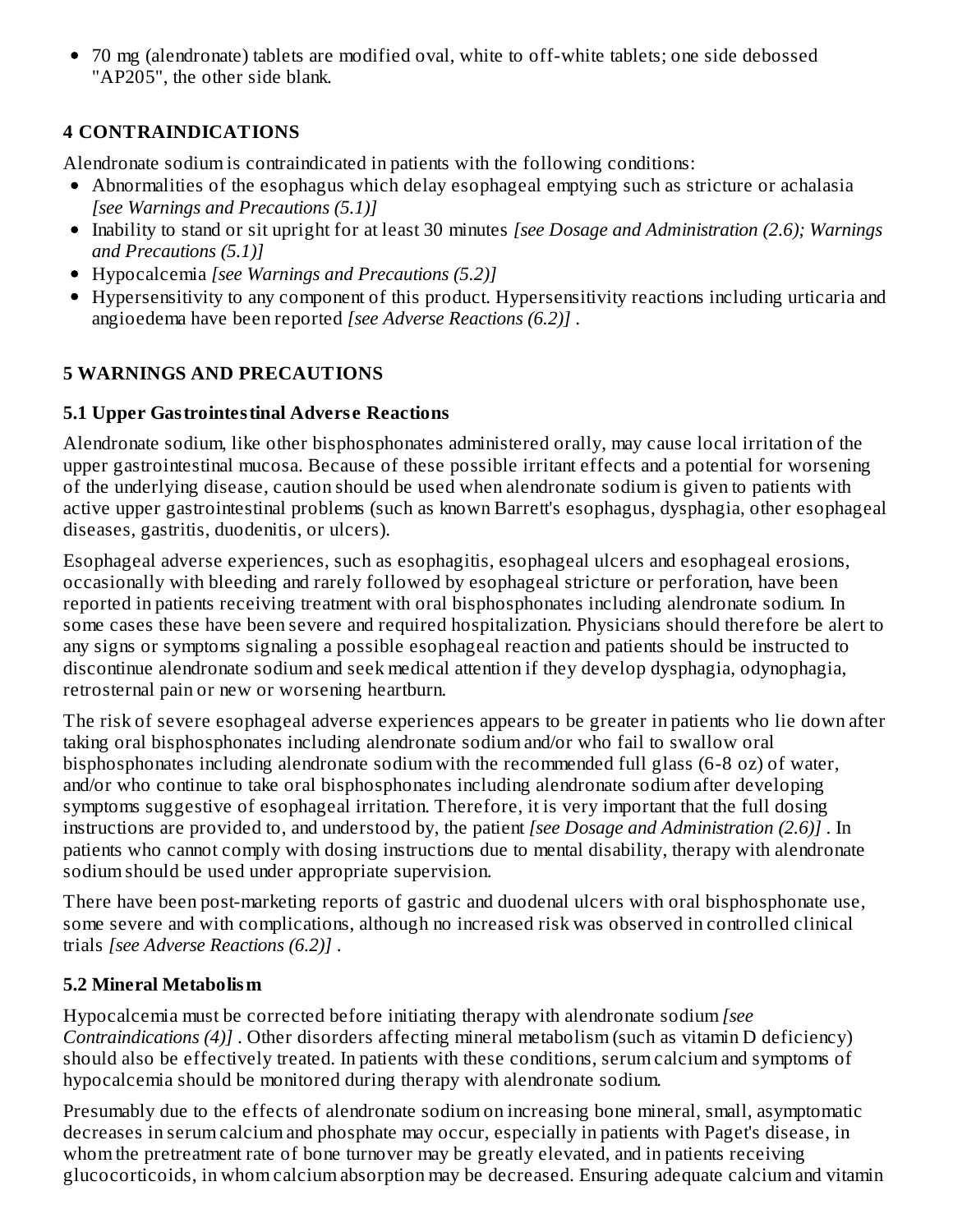- 70 mg (alendronate) tablets are modified oval, white to off-white tablets; one side debossed "AP205", the other side blank.

## 4 CONTRAINDICATIONS

Alendronate sodium is contraindicated in patients with the following conditions:

- Abnormalities of the esophagus which delay esophageal emptying such as stricture or achalasia *[see Warnings and Precautions (5.1)]*
- Inability to stand or sit upright for at least 30 minutes *[see Dosage and Administration (2.6); Warnings and Precautions (5.1)]*
- Hypocalcemia *[see Warnings and Precautions (5.2)]*
- Hypersensitivity to any component of this product. Hypersensitivity reactions including urticaria and angioedema have been reported *[see Adverse Reactions (6.2)]* .

## 5 WARNINGS AND PRECAUTIONS

### 5.1 Upper Gastrointestinal Adverse Reactions

Alendronate sodium, like other bisphosphonates administered orally, may cause local irritation of the upper gastrointestinal mucosa. Because of these possible irritant effects and a potential for worsening of the underlying disease, caution should be used when alendronate sodium is given to patients with active upper gastrointestinal problems (such as known Barrett's esophagus, dysphagia, other esophageal diseases, gastritis, duodenitis, or ulcers).

Esophageal adverse experiences, such as esophagitis, esophageal ulcers and esophageal erosions, occasionally with bleeding and rarely followed by esophageal stricture or perforation, have been reported in patients receiving treatment with oral bisphosphonates including alendronate sodium. In some cases these have been severe and required hospitalization. Physicians should therefore be alert to any signs or symptoms signaling a possible esophageal reaction and patients should be instructed to discontinue alendronate sodium and seek medical attention if they develop dysphagia, odynophagia, retrosternal pain or new or worsening heartburn.

The risk of severe esophageal adverse experiences appears to be greater in patients who lie down after taking oral bisphosphonates including alendronate sodium and/or who fail to swallow oral bisphosphonates including alendronate sodium with the recommended full glass (6-8 oz) of water, and/or who continue to take oral bisphosphonates including alendronate sodium after developing symptoms suggestive of esophageal irritation. Therefore, it is very important that the full dosing instructions are provided to, and understood by, the patient *[see Dosage and Administration (2.6)]* . In patients who cannot comply with dosing instructions due to mental disability, therapy with alendronate sodium should be used under appropriate supervision.

There have been post-marketing reports of gastric and duodenal ulcers with oral bisphosphonate use, some severe and with complications, although no increased risk was observed in controlled clinical trials *[see Adverse Reactions (6.2)]* .

### 5.2 Mineral Metabolism

Hypocalcemia must be corrected before initiating therapy with alendronate sodium *[see Contraindications (4)]* . Other disorders affecting mineral metabolism (such as vitamin D deficiency) should also be effectively treated. In patients with these conditions, serum calcium and symptoms of hypocalcemia should be monitored during therapy with alendronate sodium.

Presumably due to the effects of alendronate sodium on increasing bone mineral, small, asymptomatic decreases in serum calcium and phosphate may occur, especially in patients with Paget's disease, in whom the pretreatment rate of bone turnover may be greatly elevated, and in patients receiving glucocorticoids, in whom calcium absorption may be decreased. Ensuring adequate calcium and vitamin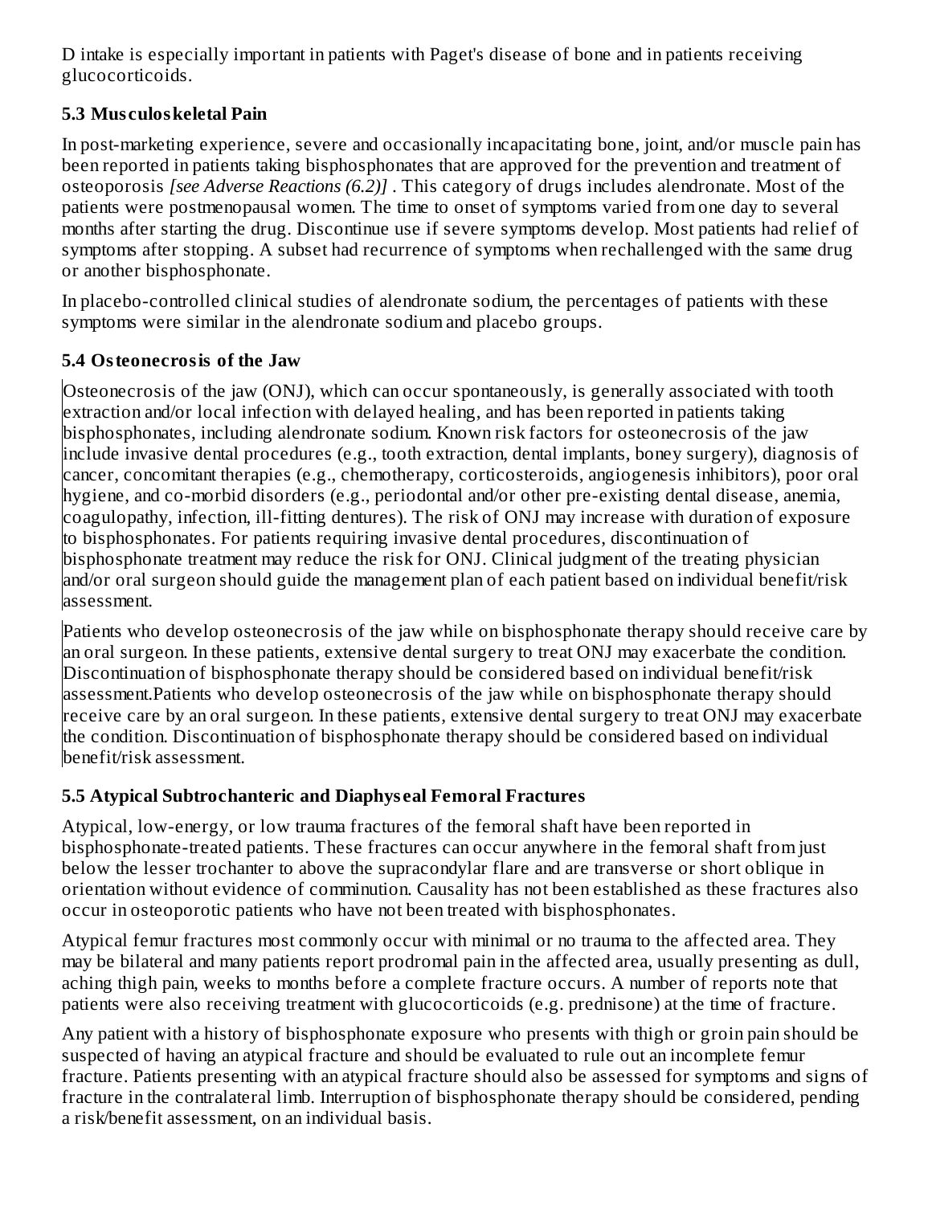D intake is especially important in patients with Paget's disease of bone and in patients receiving glucocorticoids.

### 5.3 Musculoskeletal Pain

In post-marketing experience, severe and occasionally incapacitating bone, joint, and/or muscle pain has been reported in patients taking bisphosphonates that are approved for the prevention and treatment of osteoporosis *[see Adverse Reactions (6.2)]* . This category of drugs includes alendronate. Most of the patients were postmenopausal women. The time to onset of symptoms varied from one day to several months after starting the drug. Discontinue use if severe symptoms develop. Most patients had relief of symptoms after stopping. A subset had recurrence of symptoms when rechallenged with the same drug or another bisphosphonate.

In placebo-controlled clinical studies of alendronate sodium, the percentages of patients with these symptoms were similar in the alendronate sodium and placebo groups.

### 5.4 Osteonecrosis of the Jaw

Osteonecrosis of the jaw (ONJ), which can occur spontaneously, is generally associated with tooth extraction and/or local infection with delayed healing, and has been reported in patients taking bisphosphonates, including alendronate sodium. Known risk factors for osteonecrosis of the jaw include invasive dental procedures (e.g., tooth extraction, dental implants, boney surgery), diagnosis of cancer, concomitant therapies (e.g., chemotherapy, corticosteroids, angiogenesis inhibitors), poor oral hygiene, and co-morbid disorders (e.g., periodontal and/or other pre-existing dental disease, anemia, coagulopathy, infection, ill-fitting dentures). The risk of ONJ may increase with duration of exposure to bisphosphonates. For patients requiring invasive dental procedures, discontinuation of bisphosphonate treatment may reduce the risk for ONJ. Clinical judgment of the treating physician and/or oral surgeon should guide the management plan of each patient based on individual benefit/risk assessment.

Patients who develop osteonecrosis of the jaw while on bisphosphonate therapy should receive care by an oral surgeon. In these patients, extensive dental surgery to treat ONJ may exacerbate the condition. Discontinuation of bisphosphonate therapy should be considered based on individual benefit/risk assessment.Patients who develop osteonecrosis of the jaw while on bisphosphonate therapy should receive care by an oral surgeon. In these patients, extensive dental surgery to treat ONJ may exacerbate the condition. Discontinuation of bisphosphonate therapy should be considered based on individual benefit/risk assessment.

### 5.5 Atypical Subtrochanteric and Diaphyseal Femoral Fractures

Atypical, low-energy, or low trauma fractures of the femoral shaft have been reported in bisphosphonate-treated patients. These fractures can occur anywhere in the femoral shaft from just below the lesser trochanter to above the supracondylar flare and are transverse or short oblique in orientation without evidence of comminution. Causality has not been established as these fractures also occur in osteoporotic patients who have not been treated with bisphosphonates.

Atypical femur fractures most commonly occur with minimal or no trauma to the affected area. They may be bilateral and many patients report prodromal pain in the affected area, usually presenting as dull, aching thigh pain, weeks to months before a complete fracture occurs. A number of reports note that patients were also receiving treatment with glucocorticoids (e.g. prednisone) at the time of fracture.

Any patient with a history of bisphosphonate exposure who presents with thigh or groin pain should be suspected of having an atypical fracture and should be evaluated to rule out an incomplete femur fracture. Patients presenting with an atypical fracture should also be assessed for symptoms and signs of fracture in the contralateral limb. Interruption of bisphosphonate therapy should be considered, pending a risk/benefit assessment, on an individual basis.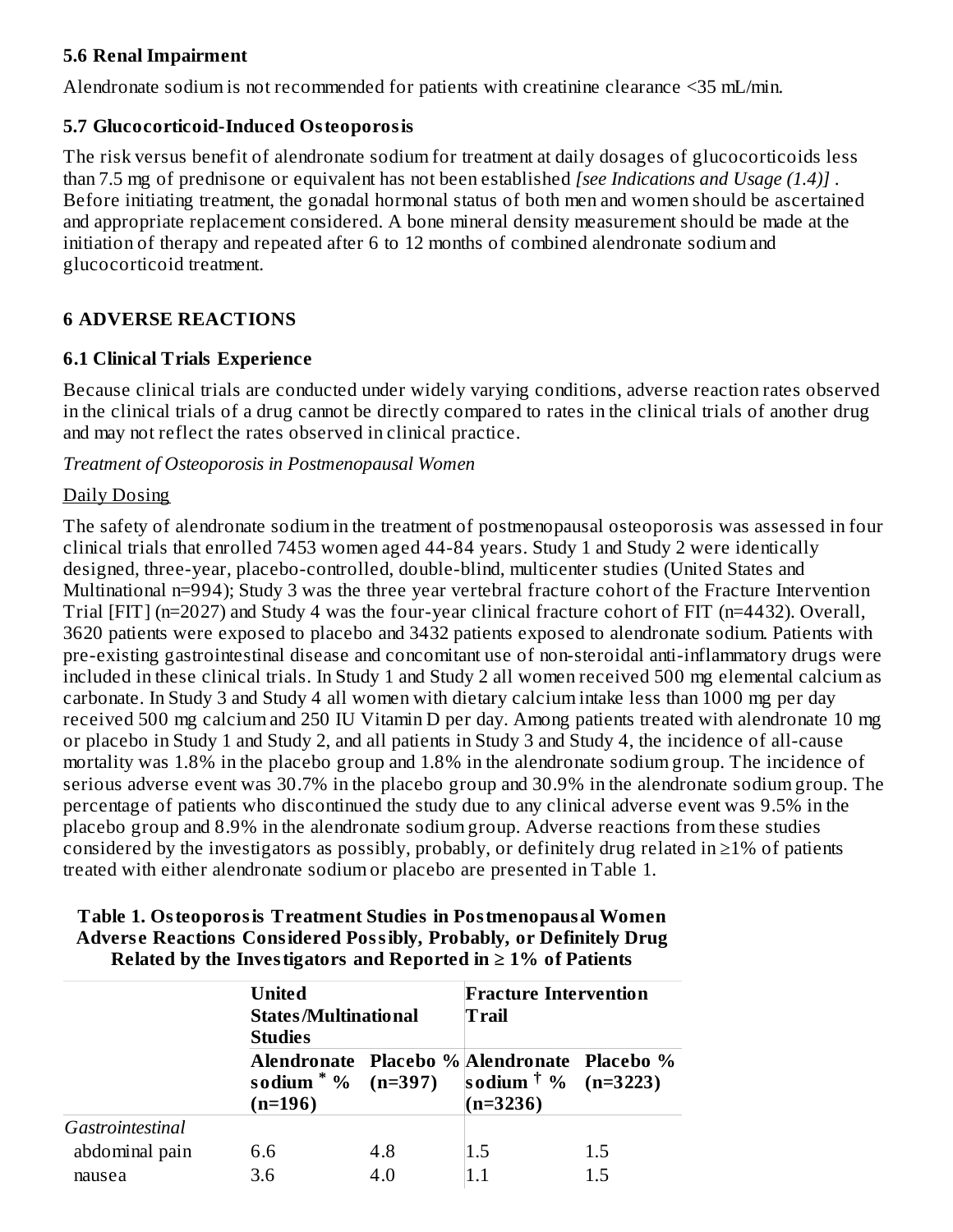### 5.6 Renal Impairment

Alendronate sodium is not recommended for patients with creatinine clearance <35 mL/min.

### 5.7 Glucocorticoid-Induced Osteoporosis

The risk versus benefit of alendronate sodium for treatment at daily dosages of glucocorticoids less than 7.5 mg of prednisone or equivalent has not been established *[see Indications and Usage (1.4)]* . Before initiating treatment, the gonadal hormonal status of both men and women should be ascertained and appropriate replacement considered. A bone mineral density measurement should be made at the initiation of therapy and repeated after 6 to 12 months of combined alendronate sodium and glucocorticoid treatment.

## 6 ADVERSE REACTIONS

### 6.1 Clinical Trials Experience

Because clinical trials are conducted under widely varying conditions, adverse reaction rates observed in the clinical trials of a drug cannot be directly compared to rates in the clinical trials of another drug and may not reflect the rates observed in clinical practice.

*Treatment of Osteoporosis in Postmenopausal Women*

Daily Dosing

The safety of alendronate sodium in the treatment of postmenopausal osteoporosis was assessed in four clinical trials that enrolled 7453 women aged 44-84 years. Study 1 and Study 2 were identically designed, three-year, placebo-controlled, double-blind, multicenter studies (United States and Multinational n=994); Study 3 was the three year vertebral fracture cohort of the Fracture Intervention Trial [FIT] (n=2027) and Study 4 was the four-year clinical fracture cohort of FIT (n=4432). Overall, 3620 patients were exposed to placebo and 3432 patients exposed to alendronate sodium. Patients with pre-existing gastrointestinal disease and concomitant use of non-steroidal anti-inflammatory drugs were included in these clinical trials. In Study 1 and Study 2 all women received 500 mg elemental calcium as carbonate. In Study 3 and Study 4 all women with dietary calcium intake less than 1000 mg per day received 500 mg calcium and 250 IU Vitamin D per day. Among patients treated with alendronate 10 mg or placebo in Study 1 and Study 2, and all patients in Study 3 and Study 4, the incidence of all-cause mortality was 1.8% in the placebo group and 1.8% in the alendronate sodium group. The incidence of serious adverse event was 30.7% in the placebo group and 30.9% in the alendronate sodium group. The percentage of patients who discontinued the study due to any clinical adverse event was 9.5% in the placebo group and 8.9% in the alendronate sodium group. Adverse reactions from these studies considered by the investigators as possibly, probably, or definitely drug related in ≥1% of patients treated with either alendronate sodium or placebo are presented in Table 1.

**Table 1. Osteoporosis Treatment Studies in Postmenopausal Women Adverse Reactions Considered Possibly, Probably, or Definitely Drug Related by the Investigators and Reported in ≥ 1% of Patients**

| | United States/Multinational Studies | | Fracture Intervention Trail | |
|---|---|---|---|---|
| | Alendronate sodium * % (n=196) | Placebo % (n=397) | Alendronate sodium † % (n=3236) | Placebo % (n=3223) |
| *Gastrointestinal* | | | | |
| abdominal pain | 6.6 | 4.8 | 1.5 | 1.5 |
| nausea | 3.6 | 4.0 | 1.1 | 1.5 |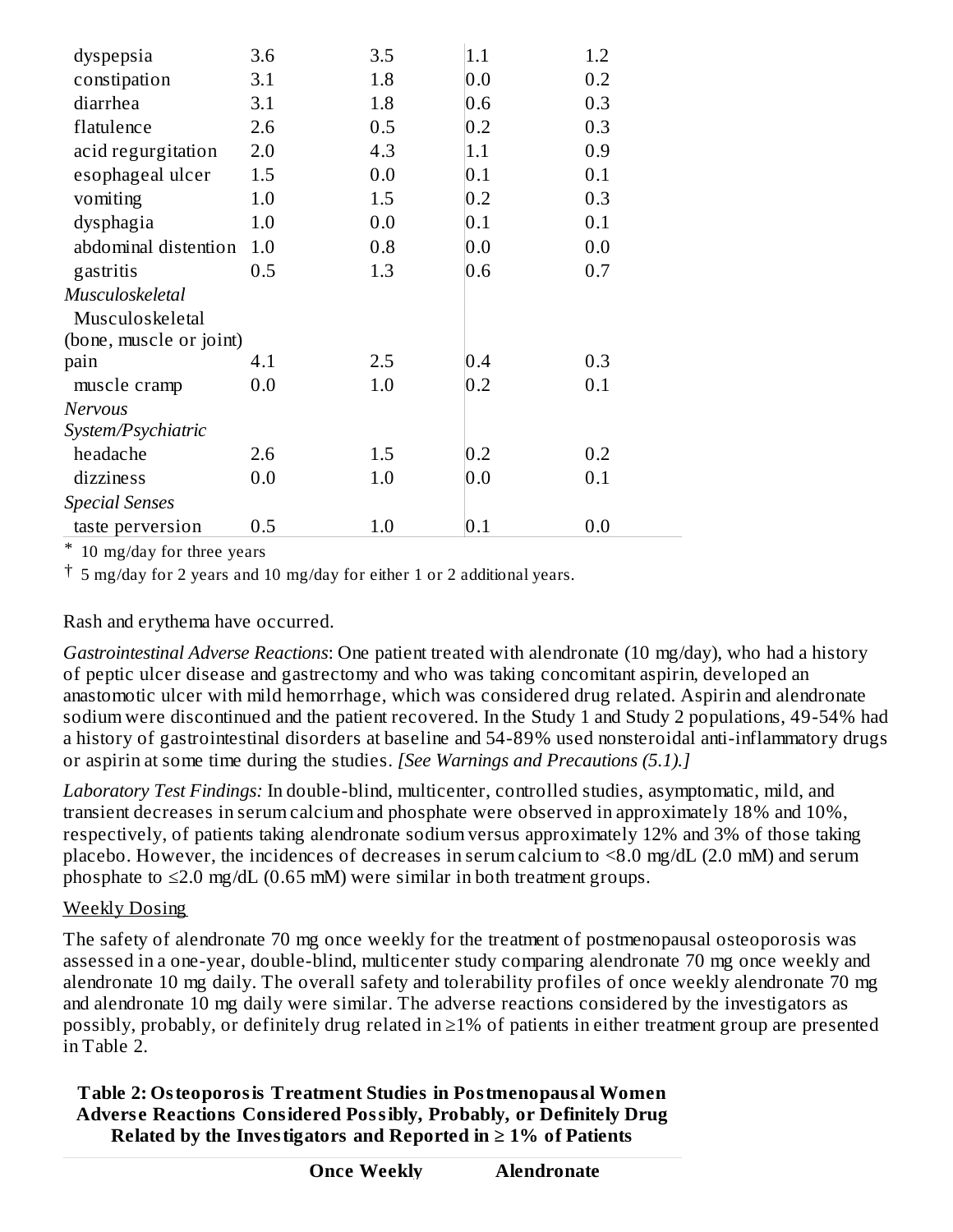| | | | | |
|---|---|---|---|---|
| dyspepsia | 3.6 | 3.5 | 1.1 | 1.2 |
| constipation | 3.1 | 1.8 | 0.0 | 0.2 |
| diarrhea | 3.1 | 1.8 | 0.6 | 0.3 |
| flatulence | 2.6 | 0.5 | 0.2 | 0.3 |
| acid regurgitation | 2.0 | 4.3 | 1.1 | 0.9 |
| esophageal ulcer | 1.5 | 0.0 | 0.1 | 0.1 |
| vomiting | 1.0 | 1.5 | 0.2 | 0.3 |
| dysphagia | 1.0 | 0.0 | 0.1 | 0.1 |
| abdominal distention | 1.0 | 0.8 | 0.0 | 0.0 |
| gastritis | 0.5 | 1.3 | 0.6 | 0.7 |
| *Musculoskeletal* | | | | |
| Musculoskeletal (bone, muscle or joint) pain | 4.1 | 2.5 | 0.4 | 0.3 |
| muscle cramp | 0.0 | 1.0 | 0.2 | 0.1 |
| *Nervous System/Psychiatric* | | | | |
| headache | 2.6 | 1.5 | 0.2 | 0.2 |
| dizziness | 0.0 | 1.0 | 0.0 | 0.1 |
| *Special Senses* | | | | |
| taste perversion | 0.5 | 1.0 | 0.1 | 0.0 |

\* 10 mg/day for three years

† 5 mg/day for 2 years and 10 mg/day for either 1 or 2 additional years.

Rash and erythema have occurred.

*Gastrointestinal Adverse Reactions*: One patient treated with alendronate (10 mg/day), who had a history of peptic ulcer disease and gastrectomy and who was taking concomitant aspirin, developed an anastomotic ulcer with mild hemorrhage, which was considered drug related. Aspirin and alendronate sodium were discontinued and the patient recovered. In the Study 1 and Study 2 populations, 49-54% had a history of gastrointestinal disorders at baseline and 54-89% used nonsteroidal anti-inflammatory drugs or aspirin at some time during the studies. *[See Warnings and Precautions (5.1).]*

*Laboratory Test Findings:* In double-blind, multicenter, controlled studies, asymptomatic, mild, and transient decreases in serum calcium and phosphate were observed in approximately 18% and 10%, respectively, of patients taking alendronate sodium versus approximately 12% and 3% of those taking placebo. However, the incidences of decreases in serum calcium to <8.0 mg/dL (2.0 mM) and serum phosphate to ≤2.0 mg/dL (0.65 mM) were similar in both treatment groups.

Weekly Dosing

The safety of alendronate 70 mg once weekly for the treatment of postmenopausal osteoporosis was assessed in a one-year, double-blind, multicenter study comparing alendronate 70 mg once weekly and alendronate 10 mg daily. The overall safety and tolerability profiles of once weekly alendronate 70 mg and alendronate 10 mg daily were similar. The adverse reactions considered by the investigators as possibly, probably, or definitely drug related in ≥1% of patients in either treatment group are presented in Table 2.

**Table 2: Osteoporosis Treatment Studies in Postmenopausal Women Adverse Reactions Considered Possibly, Probably, or Definitely Drug Related by the Investigators and Reported in ≥ 1% of Patients**

| | Once Weekly | Alendronate |
|---|---|---|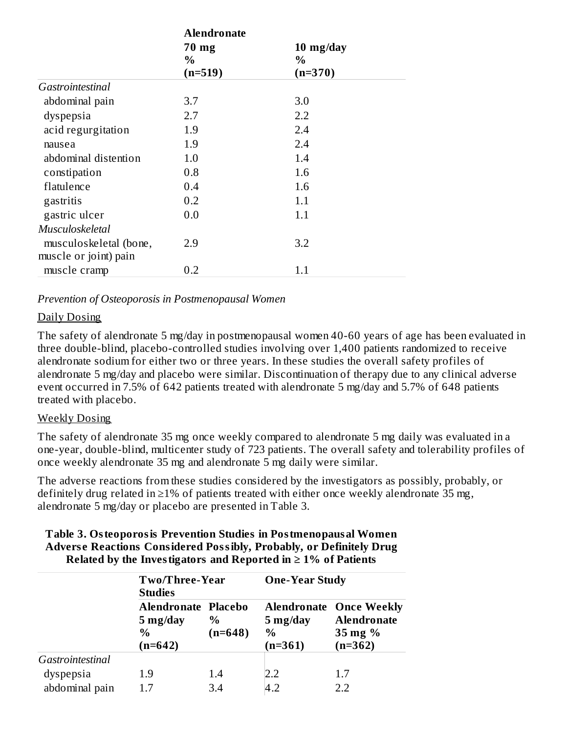| | Alendronate 70 mg % (n=519) | 10 mg/day % (n=370) |
|---|---|---|
| *Gastrointestinal* | | |
| abdominal pain | 3.7 | 3.0 |
| dyspepsia | 2.7 | 2.2 |
| acid regurgitation | 1.9 | 2.4 |
| nausea | 1.9 | 2.4 |
| abdominal distention | 1.0 | 1.4 |
| constipation | 0.8 | 1.6 |
| flatulence | 0.4 | 1.6 |
| gastritis | 0.2 | 1.1 |
| gastric ulcer | 0.0 | 1.1 |
| *Musculoskeletal* | | |
| musculoskeletal (bone, muscle or joint) pain | 2.9 | 3.2 |
| muscle cramp | 0.2 | 1.1 |

*Prevention of Osteoporosis in Postmenopausal Women*

Daily Dosing

The safety of alendronate 5 mg/day in postmenopausal women 40-60 years of age has been evaluated in three double-blind, placebo-controlled studies involving over 1,400 patients randomized to receive alendronate sodium for either two or three years. In these studies the overall safety profiles of alendronate 5 mg/day and placebo were similar. Discontinuation of therapy due to any clinical adverse event occurred in 7.5% of 642 patients treated with alendronate 5 mg/day and 5.7% of 648 patients treated with placebo.

Weekly Dosing

The safety of alendronate 35 mg once weekly compared to alendronate 5 mg daily was evaluated in a one-year, double-blind, multicenter study of 723 patients. The overall safety and tolerability profiles of once weekly alendronate 35 mg and alendronate 5 mg daily were similar.

The adverse reactions from these studies considered by the investigators as possibly, probably, or definitely drug related in ≥1% of patients treated with either once weekly alendronate 35 mg, alendronate 5 mg/day or placebo are presented in Table 3.

**Table 3. Osteoporosis Prevention Studies in Postmenopausal Women Adverse Reactions Considered Possibly, Probably, or Definitely Drug Related by the Investigators and Reported in ≥ 1% of Patients**

| | Two/Three-Year Studies | | One-Year Study | |
|---|---|---|---|---|
| | Alendronate 5 mg/day % (n=642) | Placebo % (n=648) | Alendronate 5 mg/day % (n=361) | Once Weekly Alendronate 35 mg % (n=362) |
| *Gastrointestinal* | | | | |
| dyspepsia | 1.9 | 1.4 | 2.2 | 1.7 |
| abdominal pain | 1.7 | 3.4 | 4.2 | 2.2 |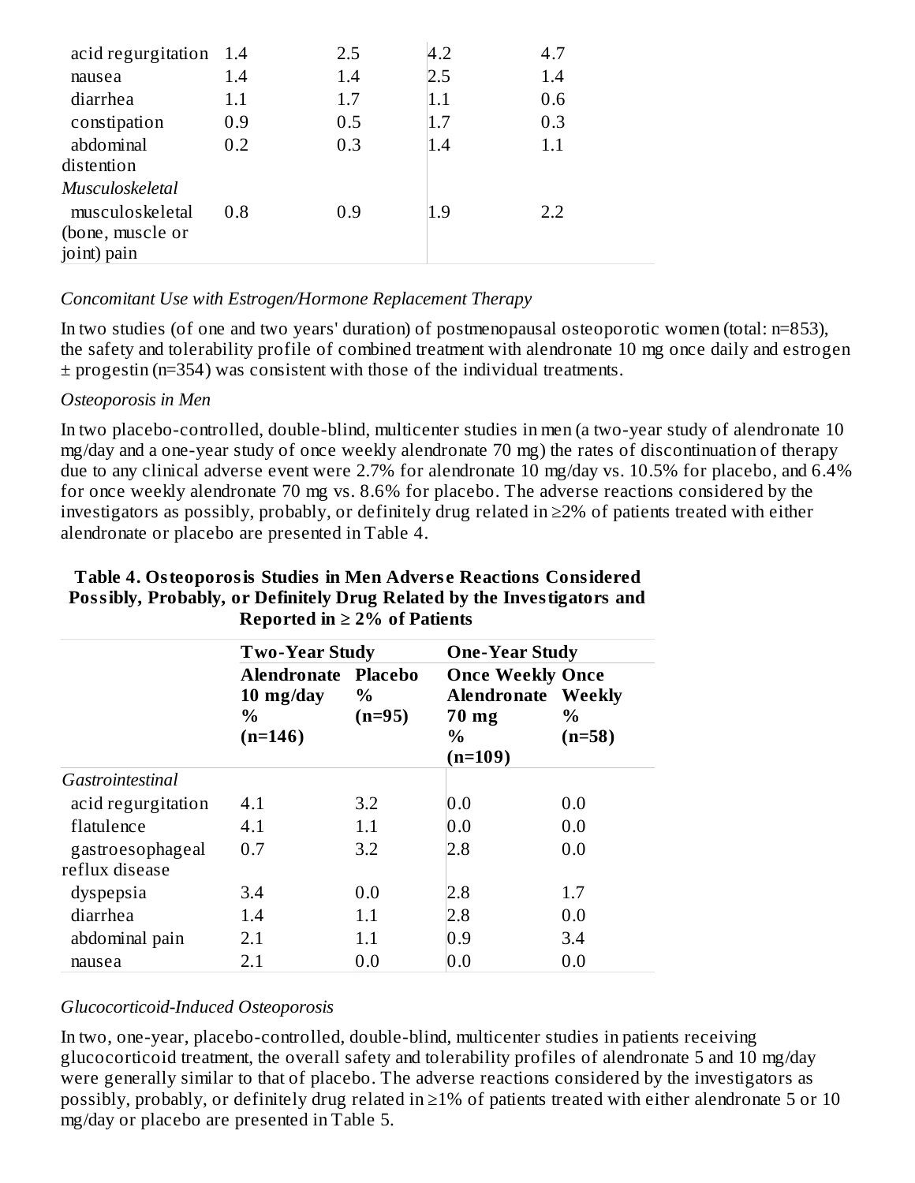| | | | | |
|---|---|---|---|---|
| acid regurgitation | 1.4 | 2.5 | 4.2 | 4.7 |
| nausea | 1.4 | 1.4 | 2.5 | 1.4 |
| diarrhea | 1.1 | 1.7 | 1.1 | 0.6 |
| constipation | 0.9 | 0.5 | 1.7 | 0.3 |
| abdominal distention | 0.2 | 0.3 | 1.4 | 1.1 |
| *Musculoskeletal* | | | | |
| musculoskeletal (bone, muscle or joint) pain | 0.8 | 0.9 | 1.9 | 2.2 |

*Concomitant Use with Estrogen/Hormone Replacement Therapy*

In two studies (of one and two years' duration) of postmenopausal osteoporotic women (total: n=853), the safety and tolerability profile of combined treatment with alendronate 10 mg once daily and estrogen ± progestin (n=354) was consistent with those of the individual treatments.

*Osteoporosis in Men*

In two placebo-controlled, double-blind, multicenter studies in men (a two-year study of alendronate 10 mg/day and a one-year study of once weekly alendronate 70 mg) the rates of discontinuation of therapy due to any clinical adverse event were 2.7% for alendronate 10 mg/day vs. 10.5% for placebo, and 6.4% for once weekly alendronate 70 mg vs. 8.6% for placebo. The adverse reactions considered by the investigators as possibly, probably, or definitely drug related in ≥2% of patients treated with either alendronate or placebo are presented in Table 4.

**Table 4. Osteoporosis Studies in Men Adverse Reactions Considered Possibly, Probably, or Definitely Drug Related by the Investigators and Reported in ≥ 2% of Patients**

| | **Two-Year Study** | | **One-Year Study** | |
|---|---|---|---|---|
| | **Alendronate 10 mg/day % (n=146)** | **Placebo % (n=95)** | **Once Weekly Alendronate 70 mg % (n=109)** | **Once Weekly % (n=58)** |
| *Gastrointestinal* | | | | |
| acid regurgitation | 4.1 | 3.2 | 0.0 | 0.0 |
| flatulence | 4.1 | 1.1 | 0.0 | 0.0 |
| gastroesophageal reflux disease | 0.7 | 3.2 | 2.8 | 0.0 |
| dyspepsia | 3.4 | 0.0 | 2.8 | 1.7 |
| diarrhea | 1.4 | 1.1 | 2.8 | 0.0 |
| abdominal pain | 2.1 | 1.1 | 0.9 | 3.4 |
| nausea | 2.1 | 0.0 | 0.0 | 0.0 |

*Glucocorticoid-Induced Osteoporosis*

In two, one-year, placebo-controlled, double-blind, multicenter studies in patients receiving glucocorticoid treatment, the overall safety and tolerability profiles of alendronate 5 and 10 mg/day were generally similar to that of placebo. The adverse reactions considered by the investigators as possibly, probably, or definitely drug related in ≥1% of patients treated with either alendronate 5 or 10 mg/day or placebo are presented in Table 5.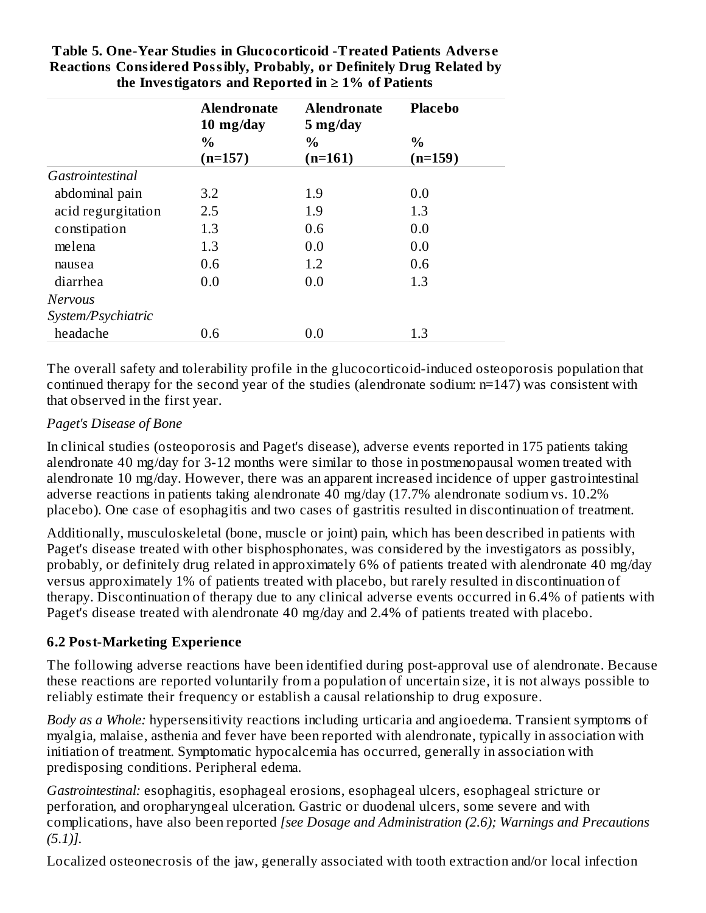**Table 5. One-Year Studies in Glucocorticoid -Treated Patients Adverse Reactions Considered Possibly, Probably, or Definitely Drug Related by the Investigators and Reported in ≥ 1% of Patients**

| | Alendronate 10 mg/day % (n=157) | Alendronate 5 mg/day % (n=161) | Placebo % (n=159) |
|---|---|---|---|
| *Gastrointestinal* | | | |
| abdominal pain | 3.2 | 1.9 | 0.0 |
| acid regurgitation | 2.5 | 1.9 | 1.3 |
| constipation | 1.3 | 0.6 | 0.0 |
| melena | 1.3 | 0.0 | 0.0 |
| nausea | 0.6 | 1.2 | 0.6 |
| diarrhea | 0.0 | 0.0 | 1.3 |
| *Nervous System/Psychiatric* | | | |
| headache | 0.6 | 0.0 | 1.3 |

The overall safety and tolerability profile in the glucocorticoid-induced osteoporosis population that continued therapy for the second year of the studies (alendronate sodium: n=147) was consistent with that observed in the first year.

*Paget's Disease of Bone*

In clinical studies (osteoporosis and Paget's disease), adverse events reported in 175 patients taking alendronate 40 mg/day for 3-12 months were similar to those in postmenopausal women treated with alendronate 10 mg/day. However, there was an apparent increased incidence of upper gastrointestinal adverse reactions in patients taking alendronate 40 mg/day (17.7% alendronate sodium vs. 10.2% placebo). One case of esophagitis and two cases of gastritis resulted in discontinuation of treatment.

Additionally, musculoskeletal (bone, muscle or joint) pain, which has been described in patients with Paget's disease treated with other bisphosphonates, was considered by the investigators as possibly, probably, or definitely drug related in approximately 6% of patients treated with alendronate 40 mg/day versus approximately 1% of patients treated with placebo, but rarely resulted in discontinuation of therapy. Discontinuation of therapy due to any clinical adverse events occurred in 6.4% of patients with Paget's disease treated with alendronate 40 mg/day and 2.4% of patients treated with placebo.

## 6.2 Post-Marketing Experience

The following adverse reactions have been identified during post-approval use of alendronate. Because these reactions are reported voluntarily from a population of uncertain size, it is not always possible to reliably estimate their frequency or establish a causal relationship to drug exposure.

*Body as a Whole:* hypersensitivity reactions including urticaria and angioedema. Transient symptoms of myalgia, malaise, asthenia and fever have been reported with alendronate, typically in association with initiation of treatment. Symptomatic hypocalcemia has occurred, generally in association with predisposing conditions. Peripheral edema.

*Gastrointestinal:* esophagitis, esophageal erosions, esophageal ulcers, esophageal stricture or perforation, and oropharyngeal ulceration. Gastric or duodenal ulcers, some severe and with complications, have also been reported *[see Dosage and Administration (2.6); Warnings and Precautions (5.1)].*

Localized osteonecrosis of the jaw, generally associated with tooth extraction and/or local infection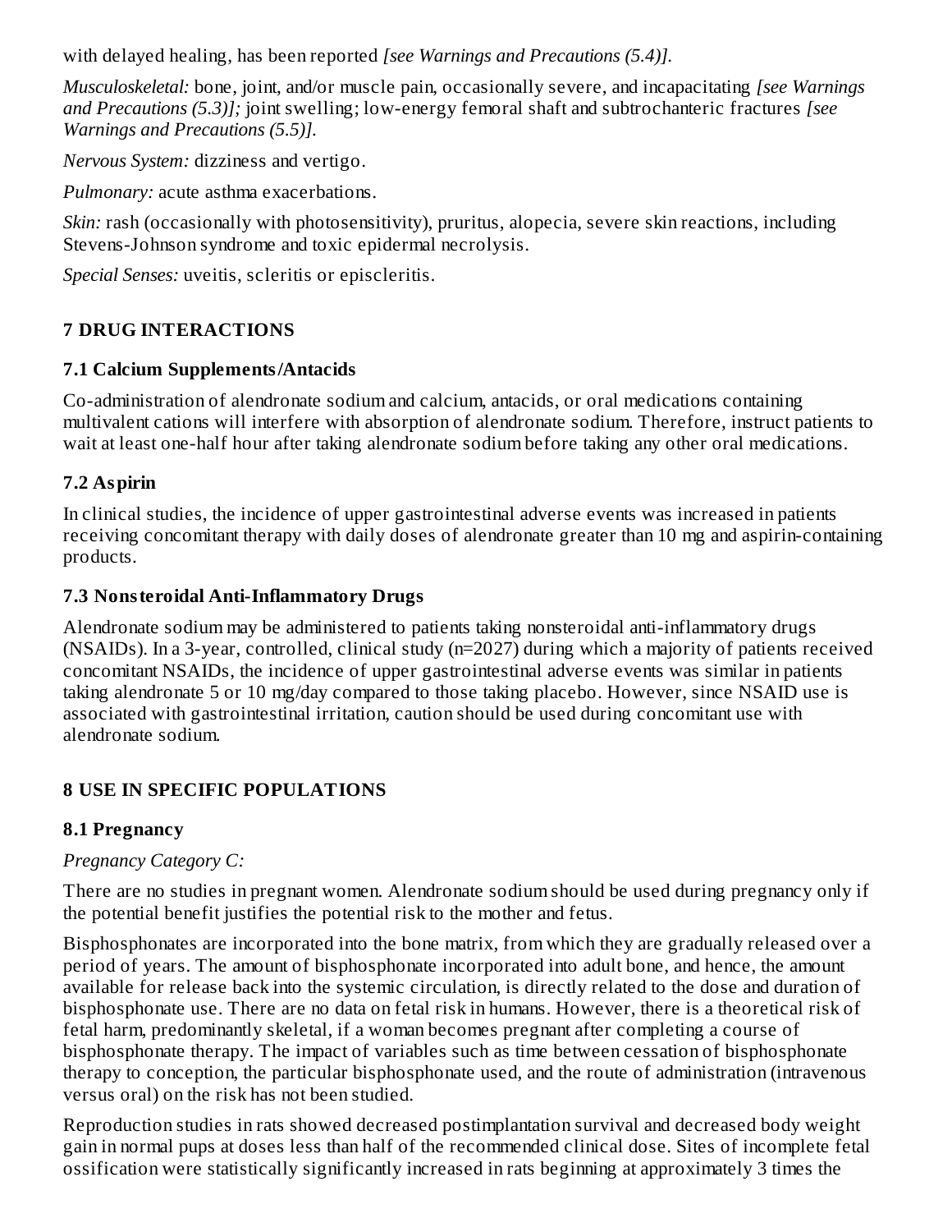with delayed healing, has been reported *[see Warnings and Precautions (5.4)].*

*Musculoskeletal:* bone, joint, and/or muscle pain, occasionally severe, and incapacitating *[see Warnings and Precautions (5.3)];* joint swelling; low-energy femoral shaft and subtrochanteric fractures *[see Warnings and Precautions (5.5)].*

*Nervous System:* dizziness and vertigo.

*Pulmonary:* acute asthma exacerbations.

*Skin:* rash (occasionally with photosensitivity), pruritus, alopecia, severe skin reactions, including Stevens-Johnson syndrome and toxic epidermal necrolysis.

*Special Senses:* uveitis, scleritis or episcleritis.

## 7 DRUG INTERACTIONS

### 7.1 Calcium Supplements/Antacids

Co-administration of alendronate sodium and calcium, antacids, or oral medications containing multivalent cations will interfere with absorption of alendronate sodium. Therefore, instruct patients to wait at least one-half hour after taking alendronate sodium before taking any other oral medications.

### 7.2 Aspirin

In clinical studies, the incidence of upper gastrointestinal adverse events was increased in patients receiving concomitant therapy with daily doses of alendronate greater than 10 mg and aspirin-containing products.

### 7.3 Nonsteroidal Anti-Inflammatory Drugs

Alendronate sodium may be administered to patients taking nonsteroidal anti-inflammatory drugs (NSAIDs). In a 3-year, controlled, clinical study (n=2027) during which a majority of patients received concomitant NSAIDs, the incidence of upper gastrointestinal adverse events was similar in patients taking alendronate 5 or 10 mg/day compared to those taking placebo. However, since NSAID use is associated with gastrointestinal irritation, caution should be used during concomitant use with alendronate sodium.

## 8 USE IN SPECIFIC POPULATIONS

### 8.1 Pregnancy

*Pregnancy Category C:*

There are no studies in pregnant women. Alendronate sodium should be used during pregnancy only if the potential benefit justifies the potential risk to the mother and fetus.

Bisphosphonates are incorporated into the bone matrix, from which they are gradually released over a period of years. The amount of bisphosphonate incorporated into adult bone, and hence, the amount available for release back into the systemic circulation, is directly related to the dose and duration of bisphosphonate use. There are no data on fetal risk in humans. However, there is a theoretical risk of fetal harm, predominantly skeletal, if a woman becomes pregnant after completing a course of bisphosphonate therapy. The impact of variables such as time between cessation of bisphosphonate therapy to conception, the particular bisphosphonate used, and the route of administration (intravenous versus oral) on the risk has not been studied.

Reproduction studies in rats showed decreased postimplantation survival and decreased body weight gain in normal pups at doses less than half of the recommended clinical dose. Sites of incomplete fetal ossification were statistically significantly increased in rats beginning at approximately 3 times the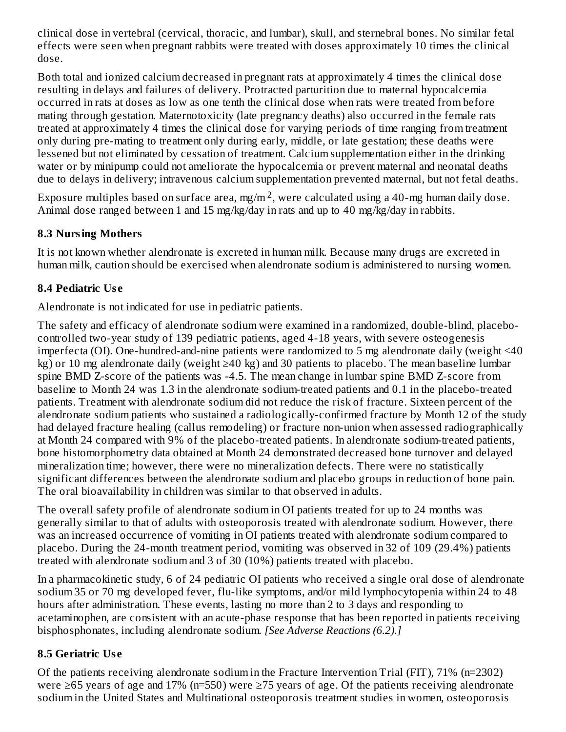clinical dose in vertebral (cervical, thoracic, and lumbar), skull, and sternebral bones. No similar fetal effects were seen when pregnant rabbits were treated with doses approximately 10 times the clinical dose.

Both total and ionized calcium decreased in pregnant rats at approximately 4 times the clinical dose resulting in delays and failures of delivery. Protracted parturition due to maternal hypocalcemia occurred in rats at doses as low as one tenth the clinical dose when rats were treated from before mating through gestation. Maternotoxicity (late pregnancy deaths) also occurred in the female rats treated at approximately 4 times the clinical dose for varying periods of time ranging from treatment only during pre-mating to treatment only during early, middle, or late gestation; these deaths were lessened but not eliminated by cessation of treatment. Calcium supplementation either in the drinking water or by minipump could not ameliorate the hypocalcemia or prevent maternal and neonatal deaths due to delays in delivery; intravenous calcium supplementation prevented maternal, but not fetal deaths.

Exposure multiples based on surface area, $mg/m^2$, were calculated using a 40-mg human daily dose. Animal dose ranged between 1 and 15 mg/kg/day in rats and up to 40 mg/kg/day in rabbits.

### 8.3 Nursing Mothers

It is not known whether alendronate is excreted in human milk. Because many drugs are excreted in human milk, caution should be exercised when alendronate sodium is administered to nursing women.

### 8.4 Pediatric Use

Alendronate is not indicated for use in pediatric patients.

The safety and efficacy of alendronate sodium were examined in a randomized, double-blind, placebo-controlled two-year study of 139 pediatric patients, aged 4-18 years, with severe osteogenesis imperfecta (OI). One-hundred-and-nine patients were randomized to 5 mg alendronate daily (weight <40 kg) or 10 mg alendronate daily (weight ≥40 kg) and 30 patients to placebo. The mean baseline lumbar spine BMD Z-score of the patients was -4.5. The mean change in lumbar spine BMD Z-score from baseline to Month 24 was 1.3 in the alendronate sodium-treated patients and 0.1 in the placebo-treated patients. Treatment with alendronate sodium did not reduce the risk of fracture. Sixteen percent of the alendronate sodium patients who sustained a radiologically-confirmed fracture by Month 12 of the study had delayed fracture healing (callus remodeling) or fracture non-union when assessed radiographically at Month 24 compared with 9% of the placebo-treated patients. In alendronate sodium-treated patients, bone histomorphometry data obtained at Month 24 demonstrated decreased bone turnover and delayed mineralization time; however, there were no mineralization defects. There were no statistically significant differences between the alendronate sodium and placebo groups in reduction of bone pain. The oral bioavailability in children was similar to that observed in adults.

The overall safety profile of alendronate sodium in OI patients treated for up to 24 months was generally similar to that of adults with osteoporosis treated with alendronate sodium. However, there was an increased occurrence of vomiting in OI patients treated with alendronate sodium compared to placebo. During the 24-month treatment period, vomiting was observed in 32 of 109 (29.4%) patients treated with alendronate sodium and 3 of 30 (10%) patients treated with placebo.

In a pharmacokinetic study, 6 of 24 pediatric OI patients who received a single oral dose of alendronate sodium 35 or 70 mg developed fever, flu-like symptoms, and/or mild lymphocytopenia within 24 to 48 hours after administration. These events, lasting no more than 2 to 3 days and responding to acetaminophen, are consistent with an acute-phase response that has been reported in patients receiving bisphosphonates, including alendronate sodium. *[See Adverse Reactions (6.2).]*

### 8.5 Geriatric Use

Of the patients receiving alendronate sodium in the Fracture Intervention Trial (FIT), 71% (n=2302) were ≥65 years of age and 17% (n=550) were ≥75 years of age. Of the patients receiving alendronate sodium in the United States and Multinational osteoporosis treatment studies in women, osteoporosis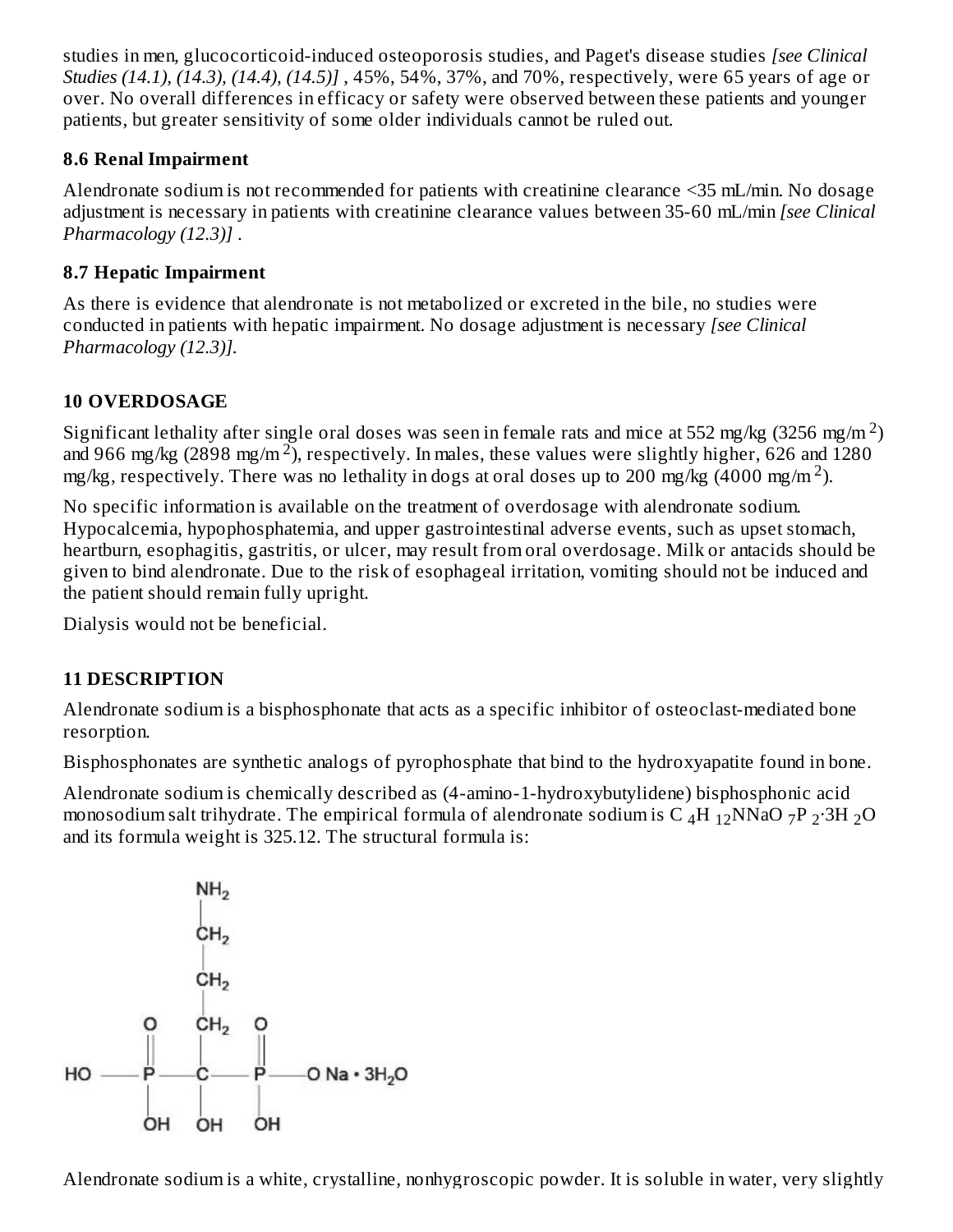studies in men, glucocorticoid-induced osteoporosis studies, and Paget's disease studies *[see Clinical Studies (14.1), (14.3), (14.4), (14.5)]* , 45%, 54%, 37%, and 70%, respectively, were 65 years of age or over. No overall differences in efficacy or safety were observed between these patients and younger patients, but greater sensitivity of some older individuals cannot be ruled out.

### 8.6 Renal Impairment

Alendronate sodium is not recommended for patients with creatinine clearance <35 mL/min. No dosage adjustment is necessary in patients with creatinine clearance values between 35-60 mL/min *[see Clinical Pharmacology (12.3)]* .

### 8.7 Hepatic Impairment

As there is evidence that alendronate is not metabolized or excreted in the bile, no studies were conducted in patients with hepatic impairment. No dosage adjustment is necessary *[see Clinical Pharmacology (12.3)].*

## 10 OVERDOSAGE

Significant lethality after single oral doses was seen in female rats and mice at 552 mg/kg (3256 mg/$m^2$) and 966 mg/kg (2898 mg/$m^2$), respectively. In males, these values were slightly higher, 626 and 1280 mg/kg, respectively. There was no lethality in dogs at oral doses up to 200 mg/kg (4000 mg/$m^2$).

No specific information is available on the treatment of overdosage with alendronate sodium. Hypocalcemia, hypophosphatemia, and upper gastrointestinal adverse events, such as upset stomach, heartburn, esophagitis, gastritis, or ulcer, may result from oral overdosage. Milk or antacids should be given to bind alendronate. Due to the risk of esophageal irritation, vomiting should not be induced and the patient should remain fully upright.

Dialysis would not be beneficial.

## 11 DESCRIPTION

Alendronate sodium is a bisphosphonate that acts as a specific inhibitor of osteoclast-mediated bone resorption.

Bisphosphonates are synthetic analogs of pyrophosphate that bind to the hydroxyapatite found in bone.

Alendronate sodium is chemically described as (4-amino-1-hydroxybutylidene) bisphosphonic acid monosodium salt trihydrate. The empirical formula of alendronate sodium is $C_4H_{12}NNaO_7P_2 \cdot 3H_2O$ and its formula weight is 325.12. The structural formula is:

Alendronate sodium is a white, crystalline, nonhygroscopic powder. It is soluble in water, very slightly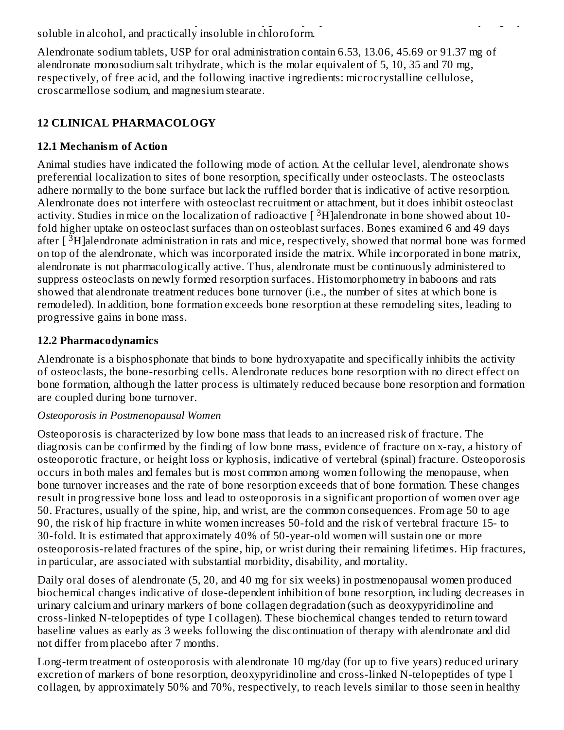soluble in alcohol, and practically insoluble in chloroform.

Alendronate sodium tablets, USP for oral administration contain 6.53, 13.06, 45.69 or 91.37 mg of alendronate monosodium salt trihydrate, which is the molar equivalent of 5, 10, 35 and 70 mg, respectively, of free acid, and the following inactive ingredients: microcrystalline cellulose, croscarmellose sodium, and magnesium stearate.

## 12 CLINICAL PHARMACOLOGY

### 12.1 Mechanism of Action

Animal studies have indicated the following mode of action. At the cellular level, alendronate shows preferential localization to sites of bone resorption, specifically under osteoclasts. The osteoclasts adhere normally to the bone surface but lack the ruffled border that is indicative of active resorption. Alendronate does not interfere with osteoclast recruitment or attachment, but it does inhibit osteoclast activity. Studies in mice on the localization of radioactive [ $^{3}$H]alendronate in bone showed about 10-fold higher uptake on osteoclast surfaces than on osteoblast surfaces. Bones examined 6 and 49 days after [ $^{3}$H]alendronate administration in rats and mice, respectively, showed that normal bone was formed on top of the alendronate, which was incorporated inside the matrix. While incorporated in bone matrix, alendronate is not pharmacologically active. Thus, alendronate must be continuously administered to suppress osteoclasts on newly formed resorption surfaces. Histomorphometry in baboons and rats showed that alendronate treatment reduces bone turnover (i.e., the number of sites at which bone is remodeled). In addition, bone formation exceeds bone resorption at these remodeling sites, leading to progressive gains in bone mass.

### 12.2 Pharmacodynamics

Alendronate is a bisphosphonate that binds to bone hydroxyapatite and specifically inhibits the activity of osteoclasts, the bone-resorbing cells. Alendronate reduces bone resorption with no direct effect on bone formation, although the latter process is ultimately reduced because bone resorption and formation are coupled during bone turnover.

*Osteoporosis in Postmenopausal Women*

Osteoporosis is characterized by low bone mass that leads to an increased risk of fracture. The diagnosis can be confirmed by the finding of low bone mass, evidence of fracture on x-ray, a history of osteoporotic fracture, or height loss or kyphosis, indicative of vertebral (spinal) fracture. Osteoporosis occurs in both males and females but is most common among women following the menopause, when bone turnover increases and the rate of bone resorption exceeds that of bone formation. These changes result in progressive bone loss and lead to osteoporosis in a significant proportion of women over age 50. Fractures, usually of the spine, hip, and wrist, are the common consequences. From age 50 to age 90, the risk of hip fracture in white women increases 50-fold and the risk of vertebral fracture 15- to 30-fold. It is estimated that approximately 40% of 50-year-old women will sustain one or more osteoporosis-related fractures of the spine, hip, or wrist during their remaining lifetimes. Hip fractures, in particular, are associated with substantial morbidity, disability, and mortality.

Daily oral doses of alendronate (5, 20, and 40 mg for six weeks) in postmenopausal women produced biochemical changes indicative of dose-dependent inhibition of bone resorption, including decreases in urinary calcium and urinary markers of bone collagen degradation (such as deoxypyridinoline and cross-linked N-telopeptides of type I collagen). These biochemical changes tended to return toward baseline values as early as 3 weeks following the discontinuation of therapy with alendronate and did not differ from placebo after 7 months.

Long-term treatment of osteoporosis with alendronate 10 mg/day (for up to five years) reduced urinary excretion of markers of bone resorption, deoxypyridinoline and cross-linked N-telopeptides of type l collagen, by approximately 50% and 70%, respectively, to reach levels similar to those seen in healthy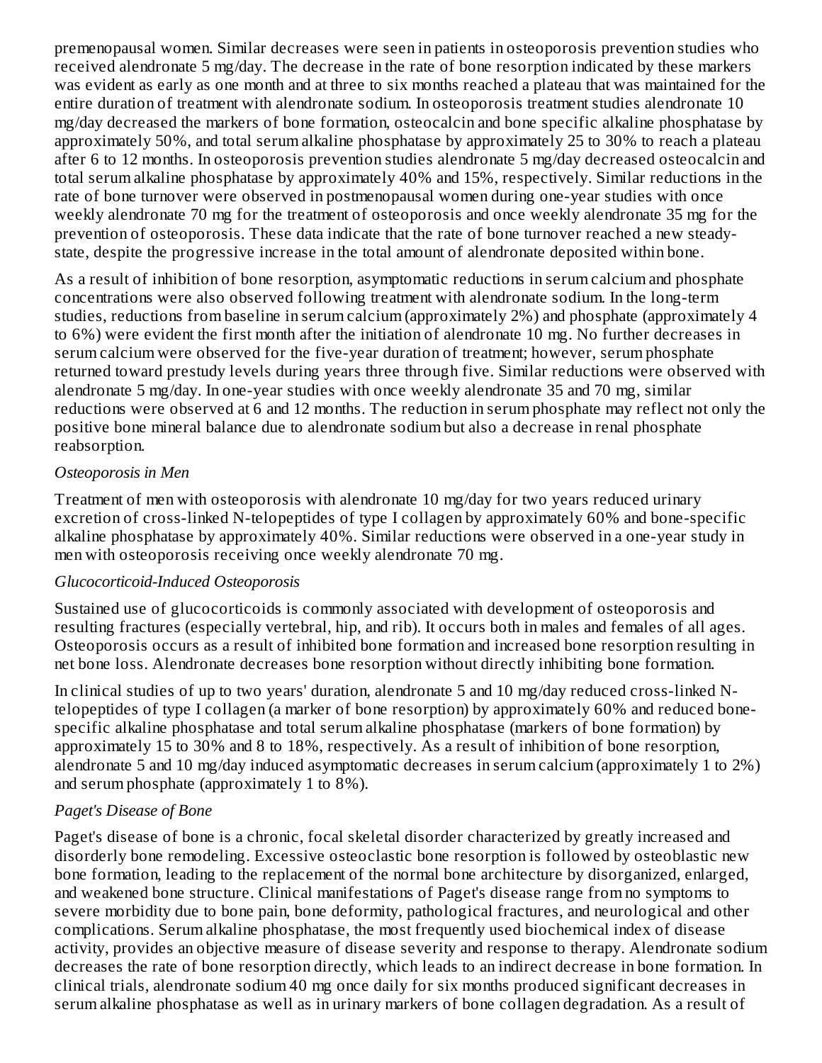premenopausal women. Similar decreases were seen in patients in osteoporosis prevention studies who received alendronate 5 mg/day. The decrease in the rate of bone resorption indicated by these markers was evident as early as one month and at three to six months reached a plateau that was maintained for the entire duration of treatment with alendronate sodium. In osteoporosis treatment studies alendronate 10 mg/day decreased the markers of bone formation, osteocalcin and bone specific alkaline phosphatase by approximately 50%, and total serum alkaline phosphatase by approximately 25 to 30% to reach a plateau after 6 to 12 months. In osteoporosis prevention studies alendronate 5 mg/day decreased osteocalcin and total serum alkaline phosphatase by approximately 40% and 15%, respectively. Similar reductions in the rate of bone turnover were observed in postmenopausal women during one-year studies with once weekly alendronate 70 mg for the treatment of osteoporosis and once weekly alendronate 35 mg for the prevention of osteoporosis. These data indicate that the rate of bone turnover reached a new steady-state, despite the progressive increase in the total amount of alendronate deposited within bone.

As a result of inhibition of bone resorption, asymptomatic reductions in serum calcium and phosphate concentrations were also observed following treatment with alendronate sodium. In the long-term studies, reductions from baseline in serum calcium (approximately 2%) and phosphate (approximately 4 to 6%) were evident the first month after the initiation of alendronate 10 mg. No further decreases in serum calcium were observed for the five-year duration of treatment; however, serum phosphate returned toward prestudy levels during years three through five. Similar reductions were observed with alendronate 5 mg/day. In one-year studies with once weekly alendronate 35 and 70 mg, similar reductions were observed at 6 and 12 months. The reduction in serum phosphate may reflect not only the positive bone mineral balance due to alendronate sodium but also a decrease in renal phosphate reabsorption.

*Osteoporosis in Men*

Treatment of men with osteoporosis with alendronate 10 mg/day for two years reduced urinary excretion of cross-linked N-telopeptides of type I collagen by approximately 60% and bone-specific alkaline phosphatase by approximately 40%. Similar reductions were observed in a one-year study in men with osteoporosis receiving once weekly alendronate 70 mg.

*Glucocorticoid-Induced Osteoporosis*

Sustained use of glucocorticoids is commonly associated with development of osteoporosis and resulting fractures (especially vertebral, hip, and rib). It occurs both in males and females of all ages. Osteoporosis occurs as a result of inhibited bone formation and increased bone resorption resulting in net bone loss. Alendronate decreases bone resorption without directly inhibiting bone formation.

In clinical studies of up to two years' duration, alendronate 5 and 10 mg/day reduced cross-linked N-telopeptides of type I collagen (a marker of bone resorption) by approximately 60% and reduced bone-specific alkaline phosphatase and total serum alkaline phosphatase (markers of bone formation) by approximately 15 to 30% and 8 to 18%, respectively. As a result of inhibition of bone resorption, alendronate 5 and 10 mg/day induced asymptomatic decreases in serum calcium (approximately 1 to 2%) and serum phosphate (approximately 1 to 8%).

*Paget's Disease of Bone*

Paget's disease of bone is a chronic, focal skeletal disorder characterized by greatly increased and disorderly bone remodeling. Excessive osteoclastic bone resorption is followed by osteoblastic new bone formation, leading to the replacement of the normal bone architecture by disorganized, enlarged, and weakened bone structure. Clinical manifestations of Paget's disease range from no symptoms to severe morbidity due to bone pain, bone deformity, pathological fractures, and neurological and other complications. Serum alkaline phosphatase, the most frequently used biochemical index of disease activity, provides an objective measure of disease severity and response to therapy. Alendronate sodium decreases the rate of bone resorption directly, which leads to an indirect decrease in bone formation. In clinical trials, alendronate sodium 40 mg once daily for six months produced significant decreases in serum alkaline phosphatase as well as in urinary markers of bone collagen degradation. As a result of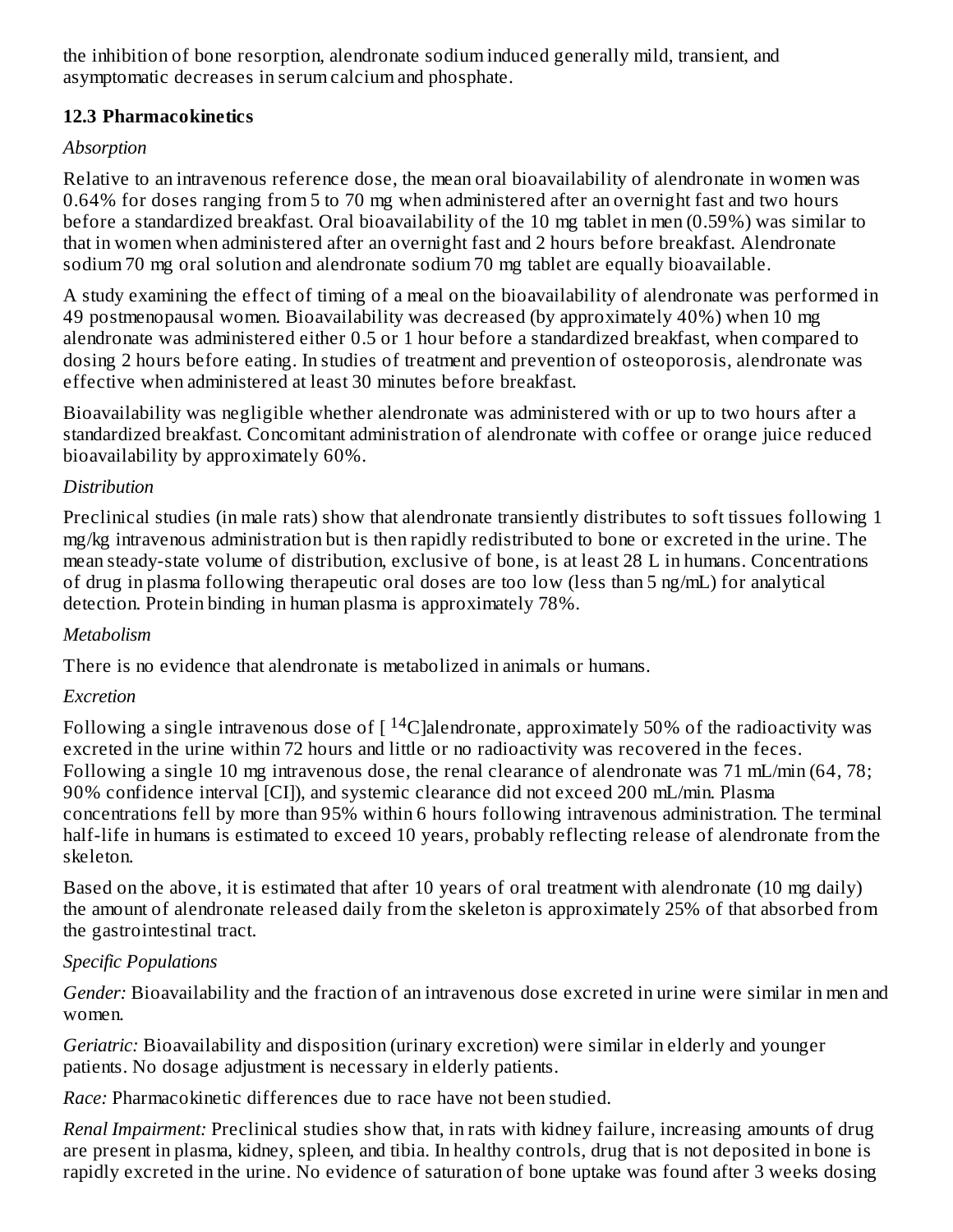the inhibition of bone resorption, alendronate sodium induced generally mild, transient, and asymptomatic decreases in serum calcium and phosphate.

### 12.3 Pharmacokinetics

*Absorption*

Relative to an intravenous reference dose, the mean oral bioavailability of alendronate in women was 0.64% for doses ranging from 5 to 70 mg when administered after an overnight fast and two hours before a standardized breakfast. Oral bioavailability of the 10 mg tablet in men (0.59%) was similar to that in women when administered after an overnight fast and 2 hours before breakfast. Alendronate sodium 70 mg oral solution and alendronate sodium 70 mg tablet are equally bioavailable.

A study examining the effect of timing of a meal on the bioavailability of alendronate was performed in 49 postmenopausal women. Bioavailability was decreased (by approximately 40%) when 10 mg alendronate was administered either 0.5 or 1 hour before a standardized breakfast, when compared to dosing 2 hours before eating. In studies of treatment and prevention of osteoporosis, alendronate was effective when administered at least 30 minutes before breakfast.

Bioavailability was negligible whether alendronate was administered with or up to two hours after a standardized breakfast. Concomitant administration of alendronate with coffee or orange juice reduced bioavailability by approximately 60%.

*Distribution*

Preclinical studies (in male rats) show that alendronate transiently distributes to soft tissues following 1 mg/kg intravenous administration but is then rapidly redistributed to bone or excreted in the urine. The mean steady-state volume of distribution, exclusive of bone, is at least 28 L in humans. Concentrations of drug in plasma following therapeutic oral doses are too low (less than 5 ng/mL) for analytical detection. Protein binding in human plasma is approximately 78%.

*Metabolism*

There is no evidence that alendronate is metabolized in animals or humans.

*Excretion*

Following a single intravenous dose of [ $^{14}C$]alendronate, approximately 50% of the radioactivity was excreted in the urine within 72 hours and little or no radioactivity was recovered in the feces. Following a single 10 mg intravenous dose, the renal clearance of alendronate was 71 mL/min (64, 78; 90% confidence interval [CI]), and systemic clearance did not exceed 200 mL/min. Plasma concentrations fell by more than 95% within 6 hours following intravenous administration. The terminal half-life in humans is estimated to exceed 10 years, probably reflecting release of alendronate from the skeleton.

Based on the above, it is estimated that after 10 years of oral treatment with alendronate (10 mg daily) the amount of alendronate released daily from the skeleton is approximately 25% of that absorbed from the gastrointestinal tract.

*Specific Populations*

*Gender:* Bioavailability and the fraction of an intravenous dose excreted in urine were similar in men and women.

*Geriatric:* Bioavailability and disposition (urinary excretion) were similar in elderly and younger patients. No dosage adjustment is necessary in elderly patients.

*Race:* Pharmacokinetic differences due to race have not been studied.

*Renal Impairment:* Preclinical studies show that, in rats with kidney failure, increasing amounts of drug are present in plasma, kidney, spleen, and tibia. In healthy controls, drug that is not deposited in bone is rapidly excreted in the urine. No evidence of saturation of bone uptake was found after 3 weeks dosing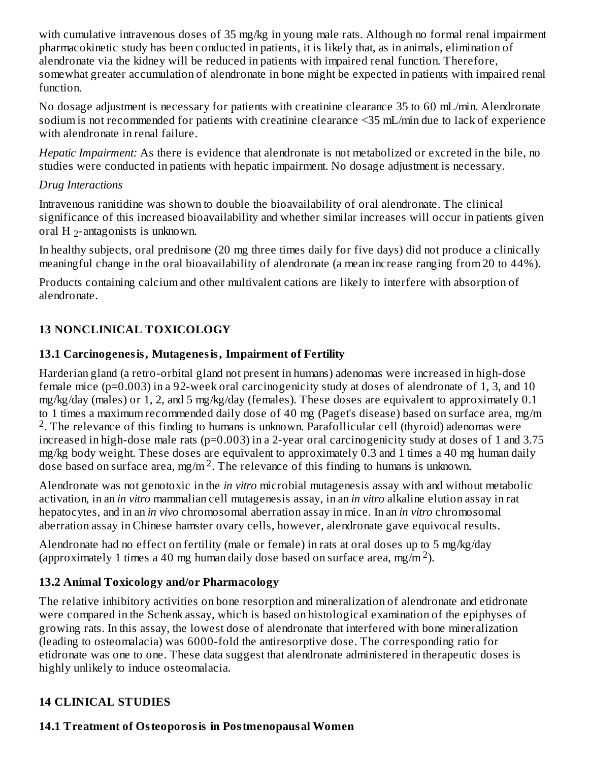with cumulative intravenous doses of 35 mg/kg in young male rats. Although no formal renal impairment pharmacokinetic study has been conducted in patients, it is likely that, as in animals, elimination of alendronate via the kidney will be reduced in patients with impaired renal function. Therefore, somewhat greater accumulation of alendronate in bone might be expected in patients with impaired renal function.

No dosage adjustment is necessary for patients with creatinine clearance 35 to 60 mL/min. Alendronate sodium is not recommended for patients with creatinine clearance <35 mL/min due to lack of experience with alendronate in renal failure.

*Hepatic Impairment:* As there is evidence that alendronate is not metabolized or excreted in the bile, no studies were conducted in patients with hepatic impairment. No dosage adjustment is necessary.

*Drug Interactions*

Intravenous ranitidine was shown to double the bioavailability of oral alendronate. The clinical significance of this increased bioavailability and whether similar increases will occur in patients given oral $H_2$-antagonists is unknown.

In healthy subjects, oral prednisone (20 mg three times daily for five days) did not produce a clinically meaningful change in the oral bioavailability of alendronate (a mean increase ranging from 20 to 44%).

Products containing calcium and other multivalent cations are likely to interfere with absorption of alendronate.

## 13 NONCLINICAL TOXICOLOGY

### 13.1 Carcinogenesis, Mutagenesis, Impairment of Fertility

Harderian gland (a retro-orbital gland not present in humans) adenomas were increased in high-dose female mice (p=0.003) in a 92-week oral carcinogenicity study at doses of alendronate of 1, 3, and 10 mg/kg/day (males) or 1, 2, and 5 mg/kg/day (females). These doses are equivalent to approximately 0.1 to 1 times a maximum recommended daily dose of 40 mg (Paget's disease) based on surface area, $mg/m^2$. The relevance of this finding to humans is unknown. Parafollicular cell (thyroid) adenomas were increased in high-dose male rats (p=0.003) in a 2-year oral carcinogenicity study at doses of 1 and 3.75 mg/kg body weight. These doses are equivalent to approximately 0.3 and 1 times a 40 mg human daily dose based on surface area, $mg/m^2$. The relevance of this finding to humans is unknown.

Alendronate was not genotoxic in the *in vitro* microbial mutagenesis assay with and without metabolic activation, in an *in vitro* mammalian cell mutagenesis assay, in an *in vitro* alkaline elution assay in rat hepatocytes, and in an *in vivo* chromosomal aberration assay in mice. In an *in vitro* chromosomal aberration assay in Chinese hamster ovary cells, however, alendronate gave equivocal results.

Alendronate had no effect on fertility (male or female) in rats at oral doses up to 5 mg/kg/day (approximately 1 times a 40 mg human daily dose based on surface area, $mg/m^2$).

### 13.2 Animal Toxicology and/or Pharmacology

The relative inhibitory activities on bone resorption and mineralization of alendronate and etidronate were compared in the Schenk assay, which is based on histological examination of the epiphyses of growing rats. In this assay, the lowest dose of alendronate that interfered with bone mineralization (leading to osteomalacia) was 6000-fold the antiresorptive dose. The corresponding ratio for etidronate was one to one. These data suggest that alendronate administered in therapeutic doses is highly unlikely to induce osteomalacia.

## 14 CLINICAL STUDIES

### 14.1 Treatment of Osteoporosis in Postmenopausal Women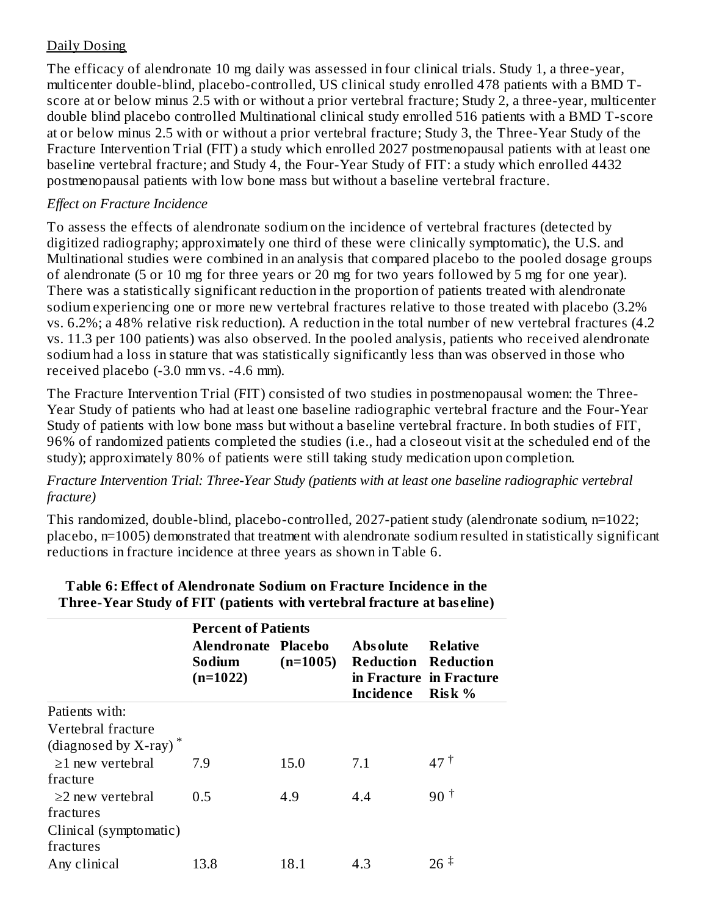Daily Dosing

The efficacy of alendronate 10 mg daily was assessed in four clinical trials. Study 1, a three-year, multicenter double-blind, placebo-controlled, US clinical study enrolled 478 patients with a BMD T-score at or below minus 2.5 with or without a prior vertebral fracture; Study 2, a three-year, multicenter double blind placebo controlled Multinational clinical study enrolled 516 patients with a BMD T-score at or below minus 2.5 with or without a prior vertebral fracture; Study 3, the Three-Year Study of the Fracture Intervention Trial (FIT) a study which enrolled 2027 postmenopausal patients with at least one baseline vertebral fracture; and Study 4, the Four-Year Study of FIT: a study which enrolled 4432 postmenopausal patients with low bone mass but without a baseline vertebral fracture.

*Effect on Fracture Incidence*

To assess the effects of alendronate sodium on the incidence of vertebral fractures (detected by digitized radiography; approximately one third of these were clinically symptomatic), the U.S. and Multinational studies were combined in an analysis that compared placebo to the pooled dosage groups of alendronate (5 or 10 mg for three years or 20 mg for two years followed by 5 mg for one year). There was a statistically significant reduction in the proportion of patients treated with alendronate sodium experiencing one or more new vertebral fractures relative to those treated with placebo (3.2% vs. 6.2%; a 48% relative risk reduction). A reduction in the total number of new vertebral fractures (4.2 vs. 11.3 per 100 patients) was also observed. In the pooled analysis, patients who received alendronate sodium had a loss in stature that was statistically significantly less than was observed in those who received placebo (-3.0 mm vs. -4.6 mm).

The Fracture Intervention Trial (FIT) consisted of two studies in postmenopausal women: the Three-Year Study of patients who had at least one baseline radiographic vertebral fracture and the Four-Year Study of patients with low bone mass but without a baseline vertebral fracture. In both studies of FIT, 96% of randomized patients completed the studies (i.e., had a closeout visit at the scheduled end of the study); approximately 80% of patients were still taking study medication upon completion.

*Fracture Intervention Trial: Three-Year Study (patients with at least one baseline radiographic vertebral fracture)*

This randomized, double-blind, placebo-controlled, 2027-patient study (alendronate sodium, n=1022; placebo, n=1005) demonstrated that treatment with alendronate sodium resulted in statistically significant reductions in fracture incidence at three years as shown in Table 6.

**Table 6: Effect of Alendronate Sodium on Fracture Incidence in the Three-Year Study of FIT (patients with vertebral fracture at baseline)**

| | **Percent of Patients** | | | |
|---|---|---|---|---|
| | **Alendronate Sodium (n=1022)** | **Placebo (n=1005)** | **Absolute Reduction in Fracture Incidence** | **Relative Reduction in Fracture Risk %** |
| Patients with: | | | | |
| Vertebral fracture (diagnosed by X-ray) * | | | | |
| ≥1 new vertebral fracture | 7.9 | 15.0 | 7.1 | 47 † |
| ≥2 new vertebral fractures | 0.5 | 4.9 | 4.4 | 90 † |
| Clinical (symptomatic) fractures | | | | |
| Any clinical | 13.8 | 18.1 | 4.3 | 26 ‡ |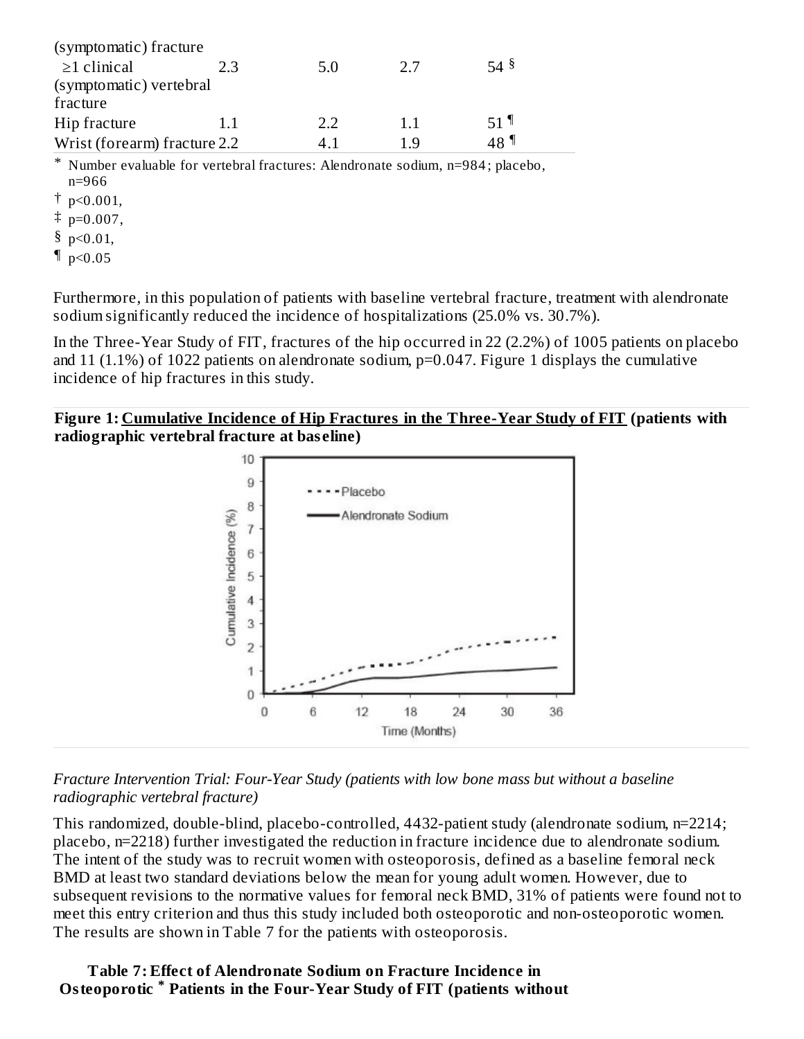| (symptomatic) fracture | | | | |
|---|---|---|---|---|
| ≥1 clinical (symptomatic) vertebral fracture | 2.3 | 5.0 | 2.7 | 54 § |
| Hip fracture | 1.1 | 2.2 | 1.1 | 51 ¶ |
| Wrist (forearm) fracture | 2.2 | 4.1 | 1.9 | 48 ¶ |

\* Number evaluable for vertebral fractures: Alendronate sodium, n=984; placebo, n=966

† p<0.001,

‡ p=0.007,

§ p<0.01,

¶ p<0.05

Furthermore, in this population of patients with baseline vertebral fracture, treatment with alendronate sodium significantly reduced the incidence of hospitalizations (25.0% vs. 30.7%).

In the Three-Year Study of FIT, fractures of the hip occurred in 22 (2.2%) of 1005 patients on placebo and 11 (1.1%) of 1022 patients on alendronate sodium, p=0.047. Figure 1 displays the cumulative incidence of hip fractures in this study.

**Figure 1: Cumulative Incidence of Hip Fractures in the Three-Year Study of FIT (patients with radiographic vertebral fracture at baseline)**

*Fracture Intervention Trial: Four-Year Study (patients with low bone mass but without a baseline radiographic vertebral fracture)*

This randomized, double-blind, placebo-controlled, 4432-patient study (alendronate sodium, n=2214; placebo, n=2218) further investigated the reduction in fracture incidence due to alendronate sodium. The intent of the study was to recruit women with osteoporosis, defined as a baseline femoral neck BMD at least two standard deviations below the mean for young adult women. However, due to subsequent revisions to the normative values for femoral neck BMD, 31% of patients were found not to meet this entry criterion and thus this study included both osteoporotic and non-osteoporotic women. The results are shown in Table 7 for the patients with osteoporosis.

**Table 7: Effect of Alendronate Sodium on Fracture Incidence in Osteoporotic * Patients in the Four-Year Study of FIT (patients without**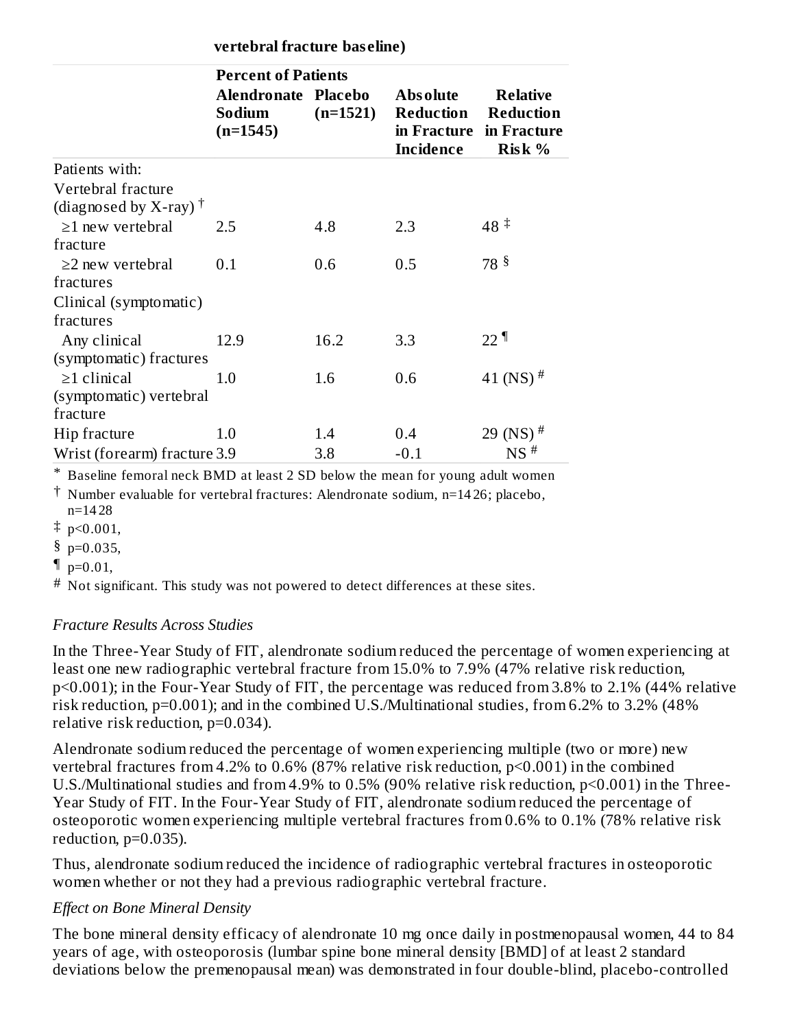vertebral fracture baseline)

| | Percent of Patients | | | |
|---|---|---|---|---|
| | Alendronate Sodium (n=1545) | Placebo (n=1521) | Absolute Reduction in Fracture Incidence | Relative Reduction in Fracture Risk % |
| Patients with: | | | | |
| Vertebral fracture (diagnosed by X-ray) † | | | | |
| ≥1 new vertebral fracture | 2.5 | 4.8 | 2.3 | 48 ‡ |
| ≥2 new vertebral fractures | 0.1 | 0.6 | 0.5 | 78 § |
| Clinical (symptomatic) fractures | | | | |
| Any clinical (symptomatic) fractures | 12.9 | 16.2 | 3.3 | 22 ¶ |
| ≥1 clinical (symptomatic) vertebral fracture | 1.0 | 1.6 | 0.6 | 41 (NS) # |
| Hip fracture | 1.0 | 1.4 | 0.4 | 29 (NS) # |
| Wrist (forearm) fracture | 3.9 | 3.8 | -0.1 | NS # |

\* Baseline femoral neck BMD at least 2 SD below the mean for young adult women

† Number evaluable for vertebral fractures: Alendronate sodium, n=1426; placebo, n=1428

‡ $p<0.001$,

§ $p=0.035$,

¶ $p=0.01$,

\# Not significant. This study was not powered to detect differences at these sites.

*Fracture Results Across Studies*

In the Three-Year Study of FIT, alendronate sodium reduced the percentage of women experiencing at least one new radiographic vertebral fracture from 15.0% to 7.9% (47% relative risk reduction, $p<0.001$); in the Four-Year Study of FIT, the percentage was reduced from 3.8% to 2.1% (44% relative risk reduction, $p=0.001$); and in the combined U.S./Multinational studies, from 6.2% to 3.2% (48% relative risk reduction, $p=0.034$).

Alendronate sodium reduced the percentage of women experiencing multiple (two or more) new vertebral fractures from 4.2% to 0.6% (87% relative risk reduction, $p<0.001$) in the combined U.S./Multinational studies and from 4.9% to 0.5% (90% relative risk reduction, $p<0.001$) in the Three-Year Study of FIT. In the Four-Year Study of FIT, alendronate sodium reduced the percentage of osteoporotic women experiencing multiple vertebral fractures from 0.6% to 0.1% (78% relative risk reduction, $p=0.035$).

Thus, alendronate sodium reduced the incidence of radiographic vertebral fractures in osteoporotic women whether or not they had a previous radiographic vertebral fracture.

*Effect on Bone Mineral Density*

The bone mineral density efficacy of alendronate 10 mg once daily in postmenopausal women, 44 to 84 years of age, with osteoporosis (lumbar spine bone mineral density [BMD] of at least 2 standard deviations below the premenopausal mean) was demonstrated in four double-blind, placebo-controlled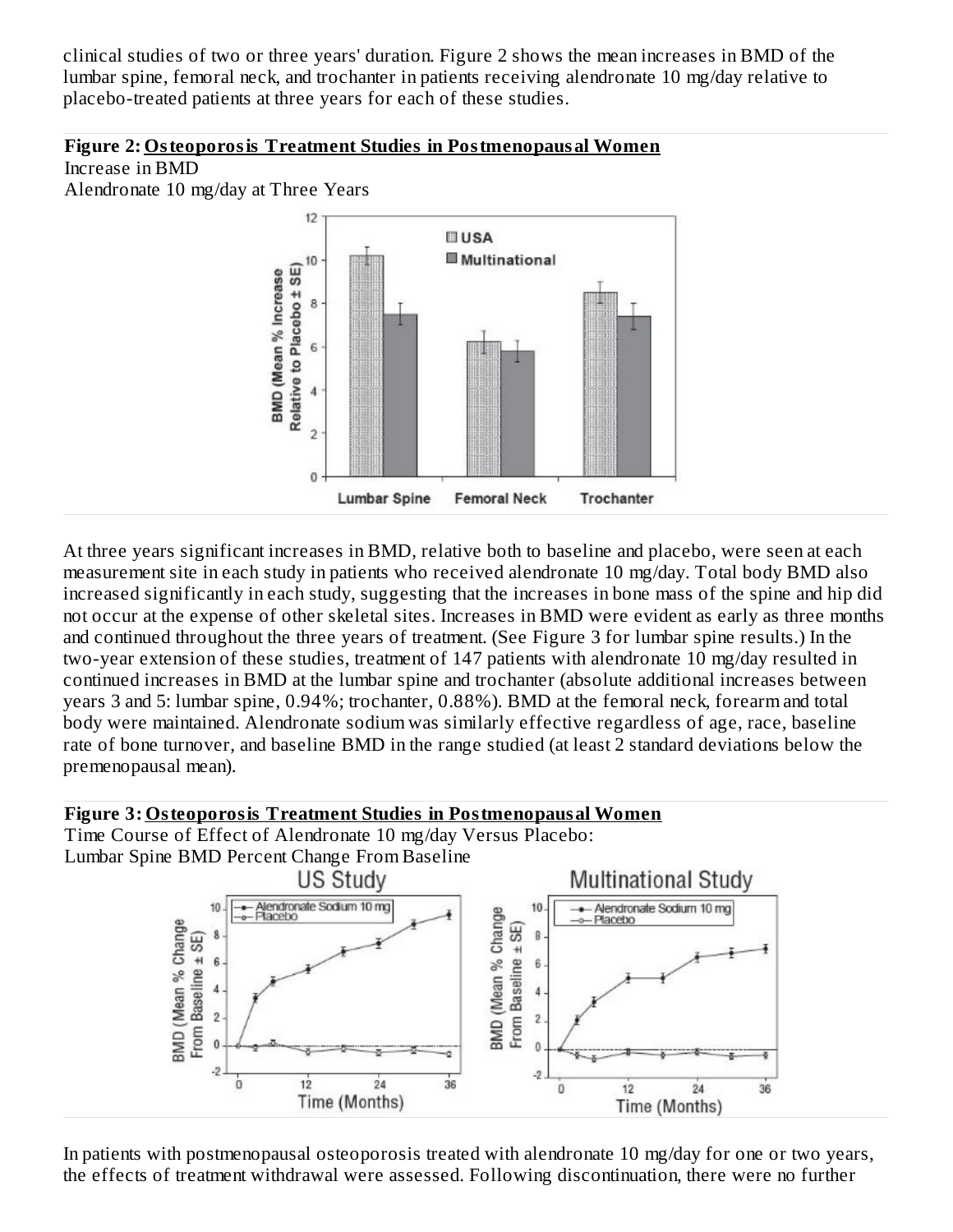clinical studies of two or three years' duration. Figure 2 shows the mean increases in BMD of the lumbar spine, femoral neck, and trochanter in patients receiving alendronate 10 mg/day relative to placebo-treated patients at three years for each of these studies.

**Figure 2: Osteoporosis Treatment Studies in Postmenopausal Women**

Increase in BMD

Alendronate 10 mg/day at Three Years

At three years significant increases in BMD, relative both to baseline and placebo, were seen at each measurement site in each study in patients who received alendronate 10 mg/day. Total body BMD also increased significantly in each study, suggesting that the increases in bone mass of the spine and hip did not occur at the expense of other skeletal sites. Increases in BMD were evident as early as three months and continued throughout the three years of treatment. (See Figure 3 for lumbar spine results.) In the two-year extension of these studies, treatment of 147 patients with alendronate 10 mg/day resulted in continued increases in BMD at the lumbar spine and trochanter (absolute additional increases between years 3 and 5: lumbar spine, 0.94%; trochanter, 0.88%). BMD at the femoral neck, forearm and total body were maintained. Alendronate sodium was similarly effective regardless of age, race, baseline rate of bone turnover, and baseline BMD in the range studied (at least 2 standard deviations below the premenopausal mean).

**Figure 3: Osteoporosis Treatment Studies in Postmenopausal Women**

Time Course of Effect of Alendronate 10 mg/day Versus Placebo:

Lumbar Spine BMD Percent Change From Baseline

In patients with postmenopausal osteoporosis treated with alendronate 10 mg/day for one or two years, the effects of treatment withdrawal were assessed. Following discontinuation, there were no further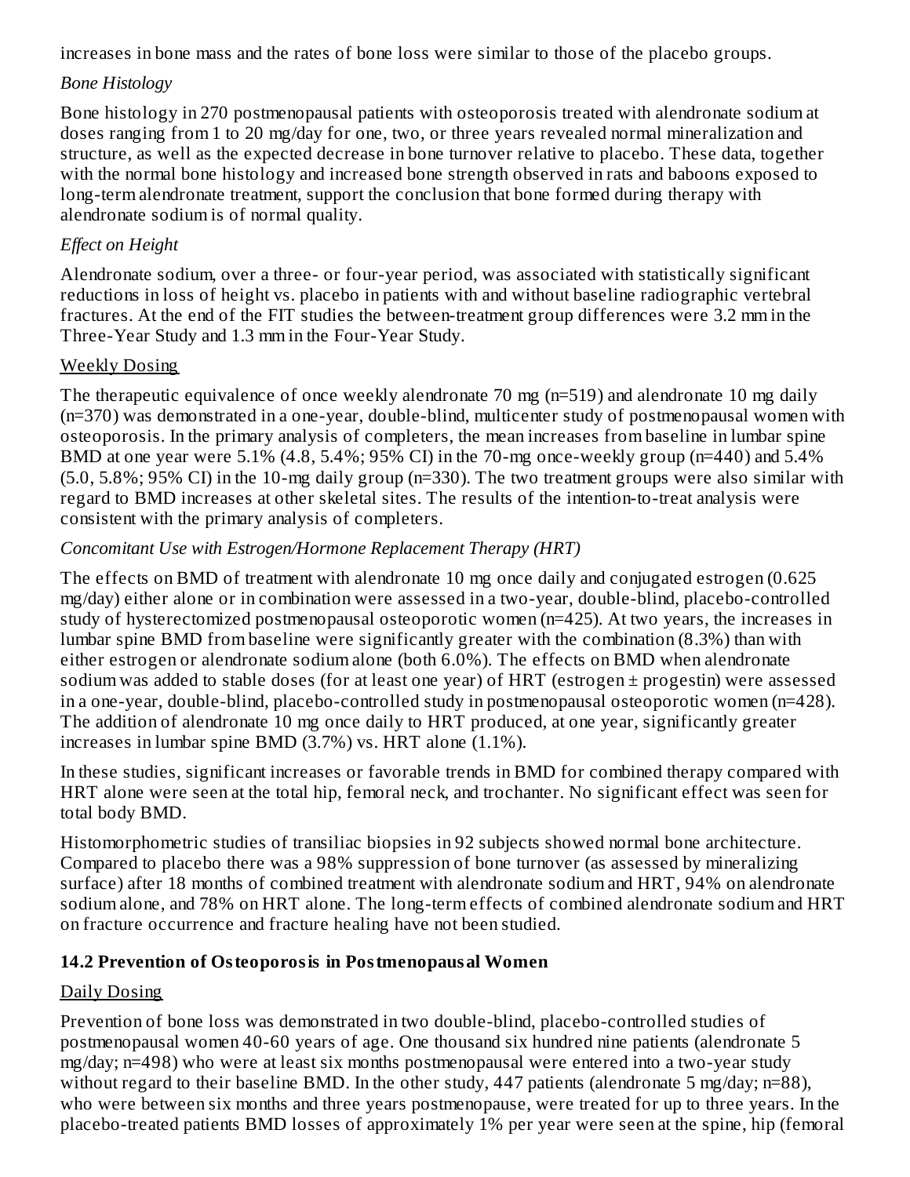increases in bone mass and the rates of bone loss were similar to those of the placebo groups.

*Bone Histology*

Bone histology in 270 postmenopausal patients with osteoporosis treated with alendronate sodium at doses ranging from 1 to 20 mg/day for one, two, or three years revealed normal mineralization and structure, as well as the expected decrease in bone turnover relative to placebo. These data, together with the normal bone histology and increased bone strength observed in rats and baboons exposed to long-term alendronate treatment, support the conclusion that bone formed during therapy with alendronate sodium is of normal quality.

*Effect on Height*

Alendronate sodium, over a three- or four-year period, was associated with statistically significant reductions in loss of height vs. placebo in patients with and without baseline radiographic vertebral fractures. At the end of the FIT studies the between-treatment group differences were 3.2 mm in the Three-Year Study and 1.3 mm in the Four-Year Study.

Weekly Dosing

The therapeutic equivalence of once weekly alendronate 70 mg (n=519) and alendronate 10 mg daily (n=370) was demonstrated in a one-year, double-blind, multicenter study of postmenopausal women with osteoporosis. In the primary analysis of completers, the mean increases from baseline in lumbar spine BMD at one year were 5.1% (4.8, 5.4%; 95% CI) in the 70-mg once-weekly group (n=440) and 5.4% (5.0, 5.8%; 95% CI) in the 10-mg daily group (n=330). The two treatment groups were also similar with regard to BMD increases at other skeletal sites. The results of the intention-to-treat analysis were consistent with the primary analysis of completers.

*Concomitant Use with Estrogen/Hormone Replacement Therapy (HRT)*

The effects on BMD of treatment with alendronate 10 mg once daily and conjugated estrogen (0.625 mg/day) either alone or in combination were assessed in a two-year, double-blind, placebo-controlled study of hysterectomized postmenopausal osteoporotic women (n=425). At two years, the increases in lumbar spine BMD from baseline were significantly greater with the combination (8.3%) than with either estrogen or alendronate sodium alone (both 6.0%). The effects on BMD when alendronate sodium was added to stable doses (for at least one year) of HRT (estrogen ± progestin) were assessed in a one-year, double-blind, placebo-controlled study in postmenopausal osteoporotic women (n=428). The addition of alendronate 10 mg once daily to HRT produced, at one year, significantly greater increases in lumbar spine BMD (3.7%) vs. HRT alone (1.1%).

In these studies, significant increases or favorable trends in BMD for combined therapy compared with HRT alone were seen at the total hip, femoral neck, and trochanter. No significant effect was seen for total body BMD.

Histomorphometric studies of transiliac biopsies in 92 subjects showed normal bone architecture. Compared to placebo there was a 98% suppression of bone turnover (as assessed by mineralizing surface) after 18 months of combined treatment with alendronate sodium and HRT, 94% on alendronate sodium alone, and 78% on HRT alone. The long-term effects of combined alendronate sodium and HRT on fracture occurrence and fracture healing have not been studied.

### 14.2 Prevention of Osteoporosis in Postmenopausal Women

Daily Dosing

Prevention of bone loss was demonstrated in two double-blind, placebo-controlled studies of postmenopausal women 40-60 years of age. One thousand six hundred nine patients (alendronate 5 mg/day; n=498) who were at least six months postmenopausal were entered into a two-year study without regard to their baseline BMD. In the other study, 447 patients (alendronate 5 mg/day; n=88), who were between six months and three years postmenopause, were treated for up to three years. In the placebo-treated patients BMD losses of approximately 1% per year were seen at the spine, hip (femoral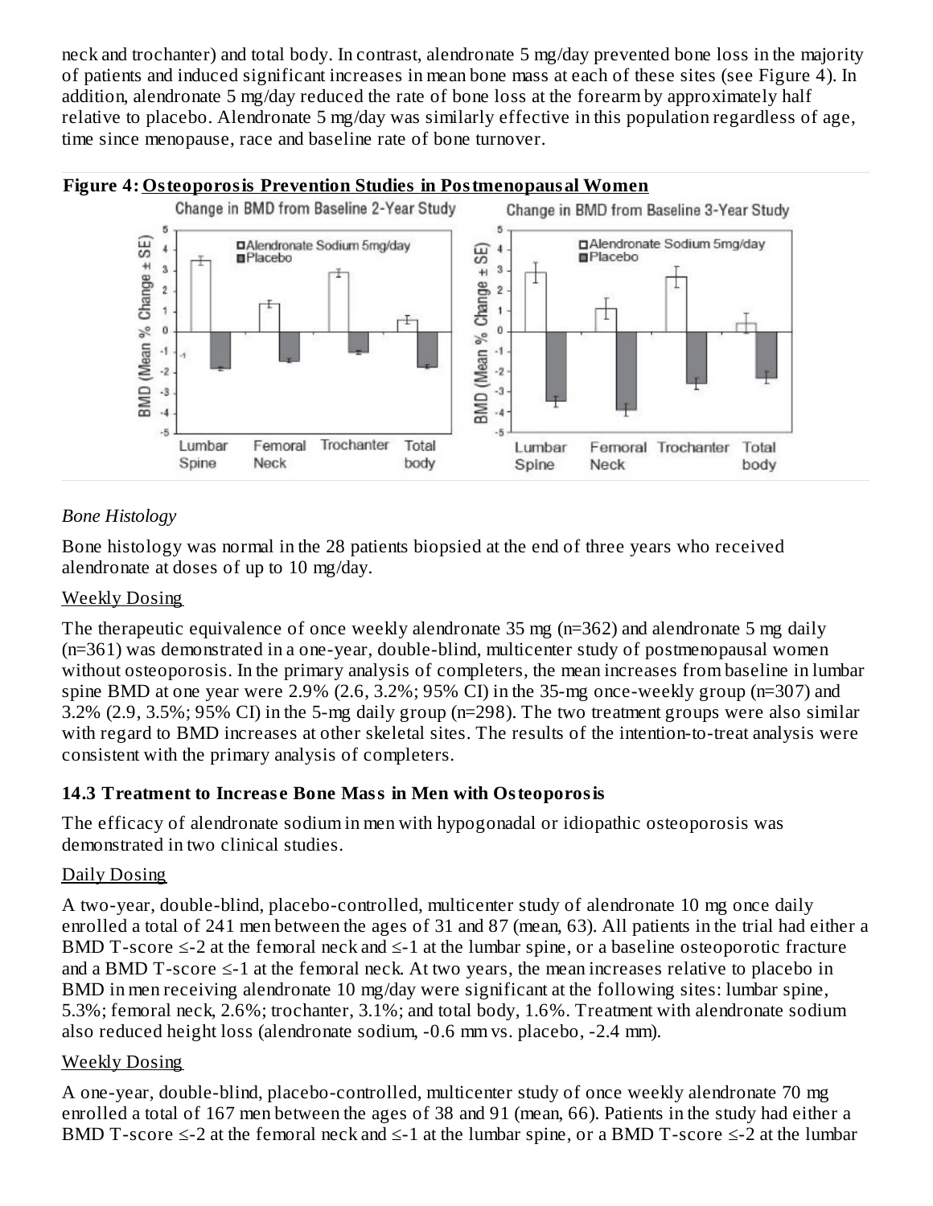neck and trochanter) and total body. In contrast, alendronate 5 mg/day prevented bone loss in the majority of patients and induced significant increases in mean bone mass at each of these sites (see Figure 4). In addition, alendronate 5 mg/day reduced the rate of bone loss at the forearm by approximately half relative to placebo. Alendronate 5 mg/day was similarly effective in this population regardless of age, time since menopause, race and baseline rate of bone turnover.

**Figure 4: Osteoporosis Prevention Studies in Postmenopausal Women**

*Bone Histology*

Bone histology was normal in the 28 patients biopsied at the end of three years who received alendronate at doses of up to 10 mg/day.

Weekly Dosing

The therapeutic equivalence of once weekly alendronate 35 mg (n=362) and alendronate 5 mg daily (n=361) was demonstrated in a one-year, double-blind, multicenter study of postmenopausal women without osteoporosis. In the primary analysis of completers, the mean increases from baseline in lumbar spine BMD at one year were 2.9% (2.6, 3.2%; 95% CI) in the 35-mg once-weekly group (n=307) and 3.2% (2.9, 3.5%; 95% CI) in the 5-mg daily group (n=298). The two treatment groups were also similar with regard to BMD increases at other skeletal sites. The results of the intention-to-treat analysis were consistent with the primary analysis of completers.

### 14.3 Treatment to Increase Bone Mass in Men with Osteoporosis

The efficacy of alendronate sodium in men with hypogonadal or idiopathic osteoporosis was demonstrated in two clinical studies.

Daily Dosing

A two-year, double-blind, placebo-controlled, multicenter study of alendronate 10 mg once daily enrolled a total of 241 men between the ages of 31 and 87 (mean, 63). All patients in the trial had either a BMD T-score ≤-2 at the femoral neck and ≤-1 at the lumbar spine, or a baseline osteoporotic fracture and a BMD T-score ≤-1 at the femoral neck. At two years, the mean increases relative to placebo in BMD in men receiving alendronate 10 mg/day were significant at the following sites: lumbar spine, 5.3%; femoral neck, 2.6%; trochanter, 3.1%; and total body, 1.6%. Treatment with alendronate sodium also reduced height loss (alendronate sodium, -0.6 mm vs. placebo, -2.4 mm).

Weekly Dosing

A one-year, double-blind, placebo-controlled, multicenter study of once weekly alendronate 70 mg enrolled a total of 167 men between the ages of 38 and 91 (mean, 66). Patients in the study had either a BMD T-score ≤-2 at the femoral neck and ≤-1 at the lumbar spine, or a BMD T-score ≤-2 at the lumbar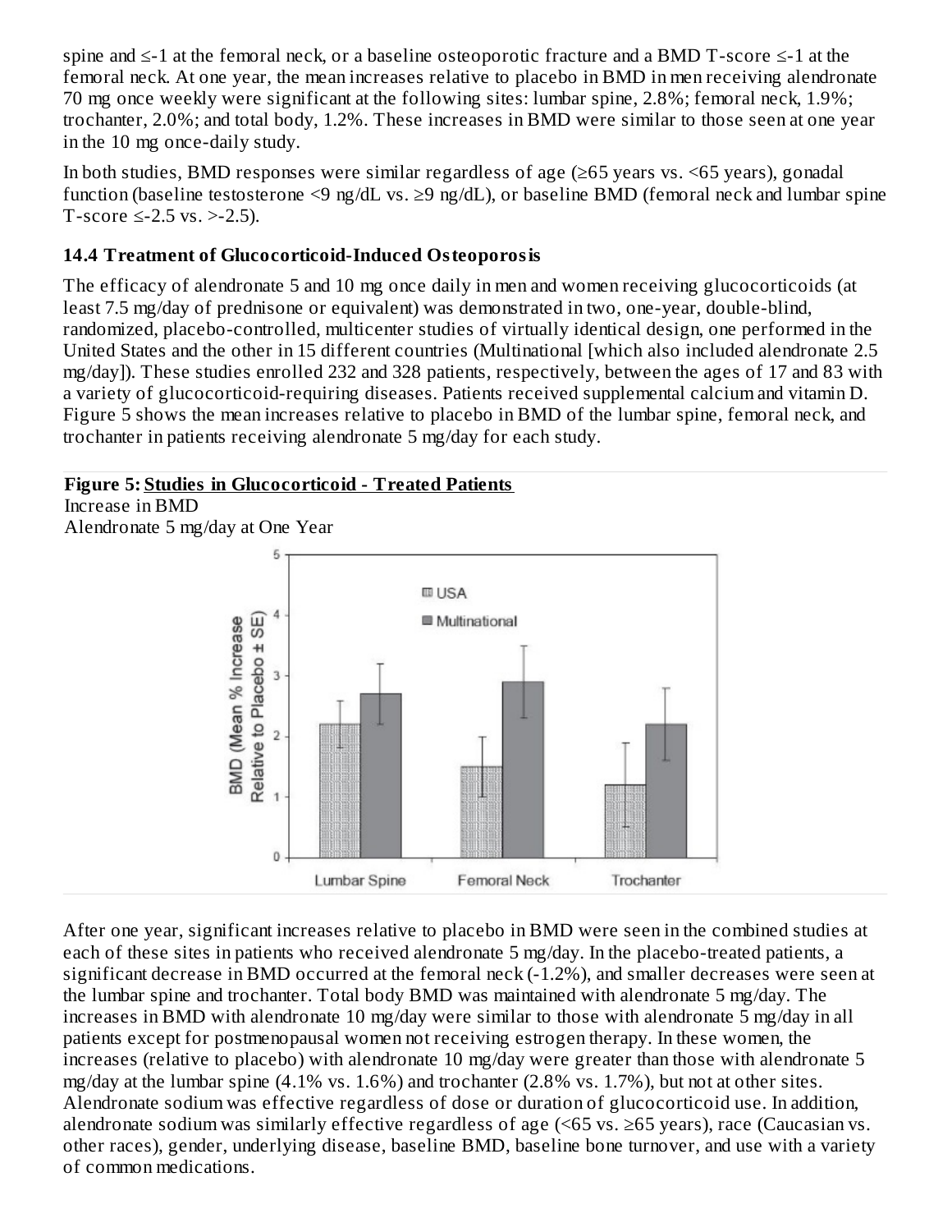spine and ≤-1 at the femoral neck, or a baseline osteoporotic fracture and a BMD T-score ≤-1 at the femoral neck. At one year, the mean increases relative to placebo in BMD in men receiving alendronate 70 mg once weekly were significant at the following sites: lumbar spine, 2.8%; femoral neck, 1.9%; trochanter, 2.0%; and total body, 1.2%. These increases in BMD were similar to those seen at one year in the 10 mg once-daily study.

In both studies, BMD responses were similar regardless of age (≥65 years vs. <65 years), gonadal function (baseline testosterone <9 ng/dL vs. ≥9 ng/dL), or baseline BMD (femoral neck and lumbar spine T-score ≤-2.5 vs. >-2.5).

### 14.4 Treatment of Glucocorticoid-Induced Osteoporosis

The efficacy of alendronate 5 and 10 mg once daily in men and women receiving glucocorticoids (at least 7.5 mg/day of prednisone or equivalent) was demonstrated in two, one-year, double-blind, randomized, placebo-controlled, multicenter studies of virtually identical design, one performed in the United States and the other in 15 different countries (Multinational [which also included alendronate 2.5 mg/day]). These studies enrolled 232 and 328 patients, respectively, between the ages of 17 and 83 with a variety of glucocorticoid-requiring diseases. Patients received supplemental calcium and vitamin D. Figure 5 shows the mean increases relative to placebo in BMD of the lumbar spine, femoral neck, and trochanter in patients receiving alendronate 5 mg/day for each study.

**Figure 5: Studies in Glucocorticoid - Treated Patients**
Increase in BMD
Alendronate 5 mg/day at One Year

After one year, significant increases relative to placebo in BMD were seen in the combined studies at each of these sites in patients who received alendronate 5 mg/day. In the placebo-treated patients, a significant decrease in BMD occurred at the femoral neck (-1.2%), and smaller decreases were seen at the lumbar spine and trochanter. Total body BMD was maintained with alendronate 5 mg/day. The increases in BMD with alendronate 10 mg/day were similar to those with alendronate 5 mg/day in all patients except for postmenopausal women not receiving estrogen therapy. In these women, the increases (relative to placebo) with alendronate 10 mg/day were greater than those with alendronate 5 mg/day at the lumbar spine (4.1% vs. 1.6%) and trochanter (2.8% vs. 1.7%), but not at other sites. Alendronate sodium was effective regardless of dose or duration of glucocorticoid use. In addition, alendronate sodium was similarly effective regardless of age (<65 vs. ≥65 years), race (Caucasian vs. other races), gender, underlying disease, baseline BMD, baseline bone turnover, and use with a variety of common medications.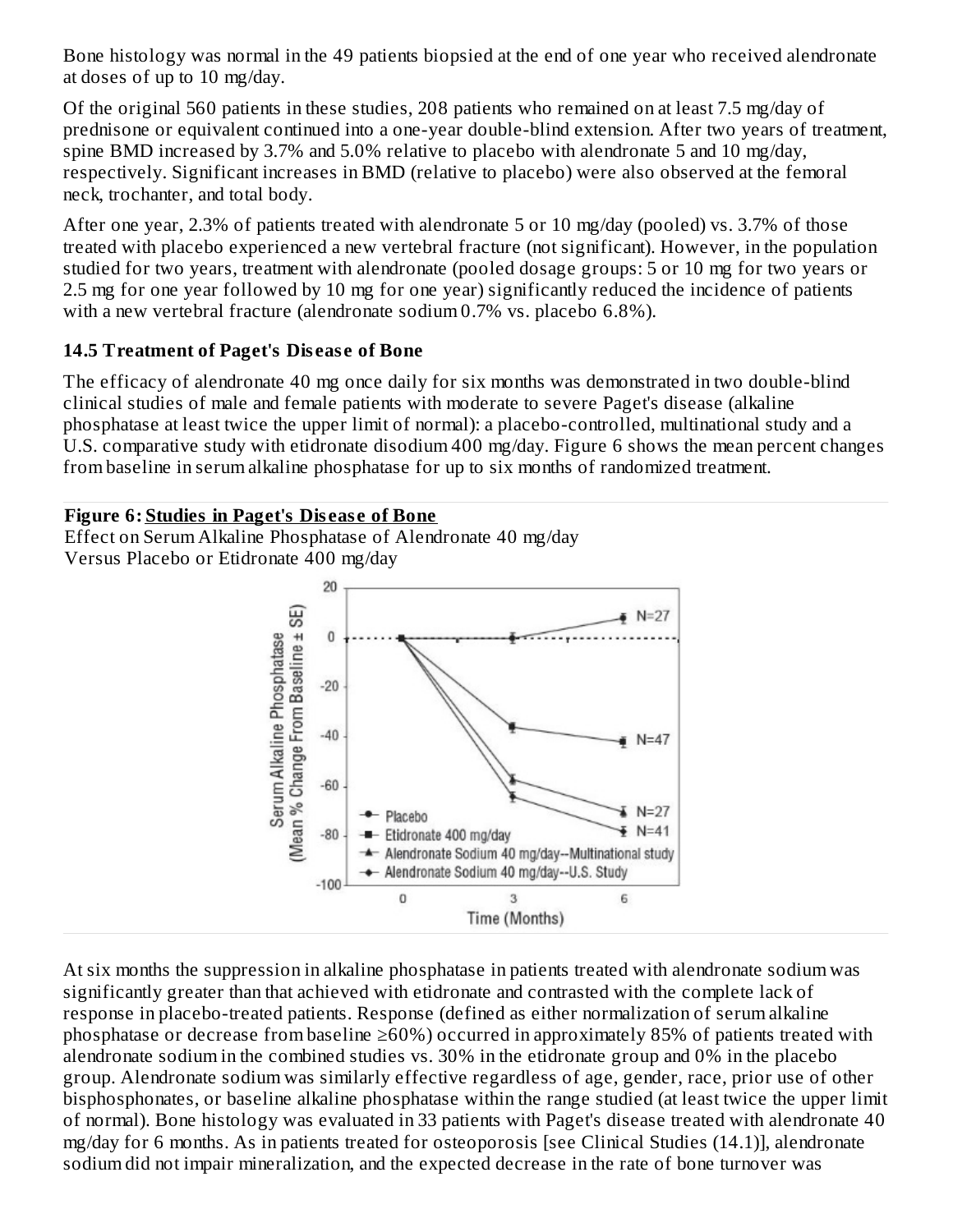Bone histology was normal in the 49 patients biopsied at the end of one year who received alendronate at doses of up to 10 mg/day.

Of the original 560 patients in these studies, 208 patients who remained on at least 7.5 mg/day of prednisone or equivalent continued into a one-year double-blind extension. After two years of treatment, spine BMD increased by 3.7% and 5.0% relative to placebo with alendronate 5 and 10 mg/day, respectively. Significant increases in BMD (relative to placebo) were also observed at the femoral neck, trochanter, and total body.

After one year, 2.3% of patients treated with alendronate 5 or 10 mg/day (pooled) vs. 3.7% of those treated with placebo experienced a new vertebral fracture (not significant). However, in the population studied for two years, treatment with alendronate (pooled dosage groups: 5 or 10 mg for two years or 2.5 mg for one year followed by 10 mg for one year) significantly reduced the incidence of patients with a new vertebral fracture (alendronate sodium 0.7% vs. placebo 6.8%).

### 14.5 Treatment of Paget's Disease of Bone

The efficacy of alendronate 40 mg once daily for six months was demonstrated in two double-blind clinical studies of male and female patients with moderate to severe Paget's disease (alkaline phosphatase at least twice the upper limit of normal): a placebo-controlled, multinational study and a U.S. comparative study with etidronate disodium 400 mg/day. Figure 6 shows the mean percent changes from baseline in serum alkaline phosphatase for up to six months of randomized treatment.

**Figure 6: Studies in Paget's Disease of Bone**
Effect on Serum Alkaline Phosphatase of Alendronate 40 mg/day Versus Placebo or Etidronate 400 mg/day

At six months the suppression in alkaline phosphatase in patients treated with alendronate sodium was significantly greater than that achieved with etidronate and contrasted with the complete lack of response in placebo-treated patients. Response (defined as either normalization of serum alkaline phosphatase or decrease from baseline ≥60%) occurred in approximately 85% of patients treated with alendronate sodium in the combined studies vs. 30% in the etidronate group and 0% in the placebo group. Alendronate sodium was similarly effective regardless of age, gender, race, prior use of other bisphosphonates, or baseline alkaline phosphatase within the range studied (at least twice the upper limit of normal). Bone histology was evaluated in 33 patients with Paget's disease treated with alendronate 40 mg/day for 6 months. As in patients treated for osteoporosis [see Clinical Studies (14.1)], alendronate sodium did not impair mineralization, and the expected decrease in the rate of bone turnover was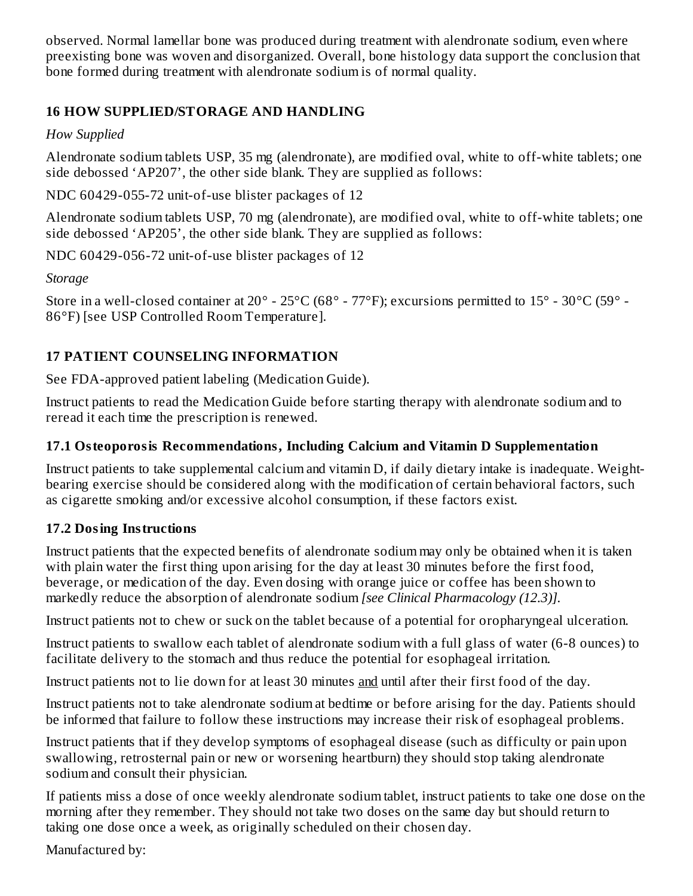observed. Normal lamellar bone was produced during treatment with alendronate sodium, even where preexisting bone was woven and disorganized. Overall, bone histology data support the conclusion that bone formed during treatment with alendronate sodium is of normal quality.

## 16 HOW SUPPLIED/STORAGE AND HANDLING

*How Supplied*

Alendronate sodium tablets USP, 35 mg (alendronate), are modified oval, white to off-white tablets; one side debossed ‘AP207’, the other side blank. They are supplied as follows:

NDC 60429-055-72 unit-of-use blister packages of 12

Alendronate sodium tablets USP, 70 mg (alendronate), are modified oval, white to off-white tablets; one side debossed ‘AP205’, the other side blank. They are supplied as follows:

NDC 60429-056-72 unit-of-use blister packages of 12

*Storage*

Store in a well-closed container at 20° - 25°C (68° - 77°F); excursions permitted to 15° - 30°C (59° - 86°F) [see USP Controlled Room Temperature].

## 17 PATIENT COUNSELING INFORMATION

See FDA-approved patient labeling (Medication Guide).

Instruct patients to read the Medication Guide before starting therapy with alendronate sodium and to reread it each time the prescription is renewed.

### 17.1 Osteoporosis Recommendations, Including Calcium and Vitamin D Supplementation

Instruct patients to take supplemental calcium and vitamin D, if daily dietary intake is inadequate. Weight-bearing exercise should be considered along with the modification of certain behavioral factors, such as cigarette smoking and/or excessive alcohol consumption, if these factors exist.

### 17.2 Dosing Instructions

Instruct patients that the expected benefits of alendronate sodium may only be obtained when it is taken with plain water the first thing upon arising for the day at least 30 minutes before the first food, beverage, or medication of the day. Even dosing with orange juice or coffee has been shown to markedly reduce the absorption of alendronate sodium *[see Clinical Pharmacology (12.3)]*.

Instruct patients not to chew or suck on the tablet because of a potential for oropharyngeal ulceration.

Instruct patients to swallow each tablet of alendronate sodium with a full glass of water (6-8 ounces) to facilitate delivery to the stomach and thus reduce the potential for esophageal irritation.

Instruct patients not to lie down for at least 30 minutes <u>and</u> until after their first food of the day.

Instruct patients not to take alendronate sodium at bedtime or before arising for the day. Patients should be informed that failure to follow these instructions may increase their risk of esophageal problems.

Instruct patients that if they develop symptoms of esophageal disease (such as difficulty or pain upon swallowing, retrosternal pain or new or worsening heartburn) they should stop taking alendronate sodium and consult their physician.

If patients miss a dose of once weekly alendronate sodium tablet, instruct patients to take one dose on the morning after they remember. They should not take two doses on the same day but should return to taking one dose once a week, as originally scheduled on their chosen day.

Manufactured by: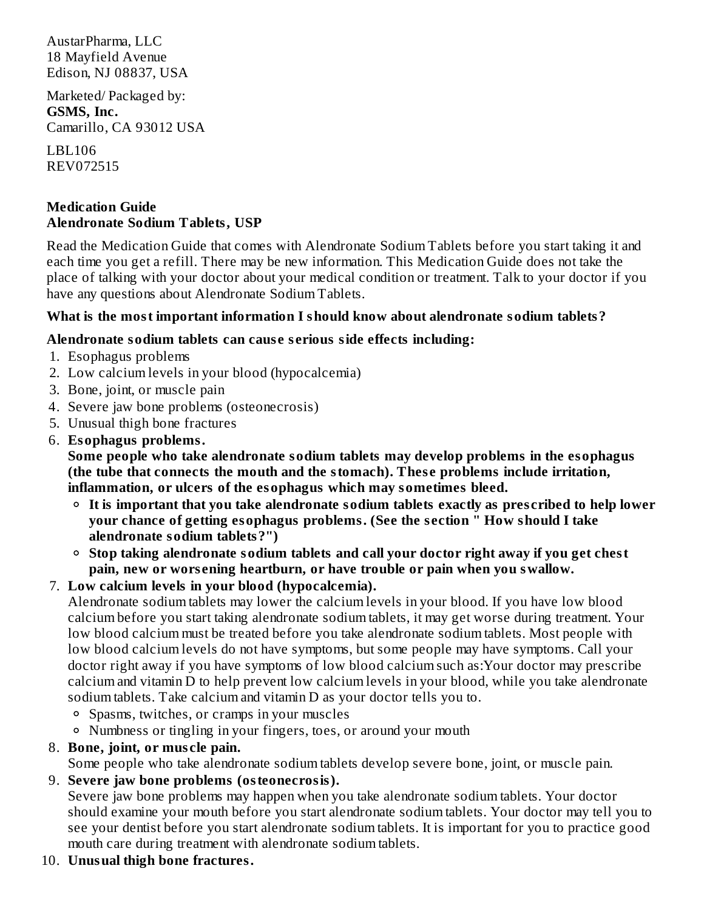AustarPharma, LLC
18 Mayfield Avenue
Edison, NJ 08837, USA

Marketed/ Packaged by:
**GSMS, Inc.**
Camarillo, CA 93012 USA

LBL106
REV072515

**Medication Guide**
**Alendronate Sodium Tablets, USP**

Read the Medication Guide that comes with Alendronate Sodium Tablets before you start taking it and each time you get a refill. There may be new information. This Medication Guide does not take the place of talking with your doctor about your medical condition or treatment. Talk to your doctor if you have any questions about Alendronate Sodium Tablets.

**What is the most important information I should know about alendronate sodium tablets?**

**Alendronate sodium tablets can cause serious side effects including:**

1. Esophagus problems
2. Low calcium levels in your blood (hypocalcemia)
3. Bone, joint, or muscle pain
4. Severe jaw bone problems (osteonecrosis)
5. Unusual thigh bone fractures
6. **Esophagus problems.**
   **Some people who take alendronate sodium tablets may develop problems in the esophagus (the tube that connects the mouth and the stomach). These problems include irritation, inflammation, or ulcers of the esophagus which may sometimes bleed.**
   - **It is important that you take alendronate sodium tablets exactly as prescribed to help lower your chance of getting esophagus problems. (See the section " How should I take alendronate sodium tablets?")**
   - **Stop taking alendronate sodium tablets and call your doctor right away if you get chest pain, new or worsening heartburn, or have trouble or pain when you swallow.**
7. **Low calcium levels in your blood (hypocalcemia).**
   Alendronate sodium tablets may lower the calcium levels in your blood. If you have low blood calcium before you start taking alendronate sodium tablets, it may get worse during treatment. Your low blood calcium must be treated before you take alendronate sodium tablets. Most people with low blood calcium levels do not have symptoms, but some people may have symptoms. Call your doctor right away if you have symptoms of low blood calcium such as:Your doctor may prescribe calcium and vitamin D to help prevent low calcium levels in your blood, while you take alendronate sodium tablets. Take calcium and vitamin D as your doctor tells you to.
   - Spasms, twitches, or cramps in your muscles
   - Numbness or tingling in your fingers, toes, or around your mouth
8. **Bone, joint, or muscle pain.**
   Some people who take alendronate sodium tablets develop severe bone, joint, or muscle pain.
9. **Severe jaw bone problems (osteonecrosis).**
   Severe jaw bone problems may happen when you take alendronate sodium tablets. Your doctor should examine your mouth before you start alendronate sodium tablets. Your doctor may tell you to see your dentist before you start alendronate sodium tablets. It is important for you to practice good mouth care during treatment with alendronate sodium tablets.
10. **Unusual thigh bone fractures.**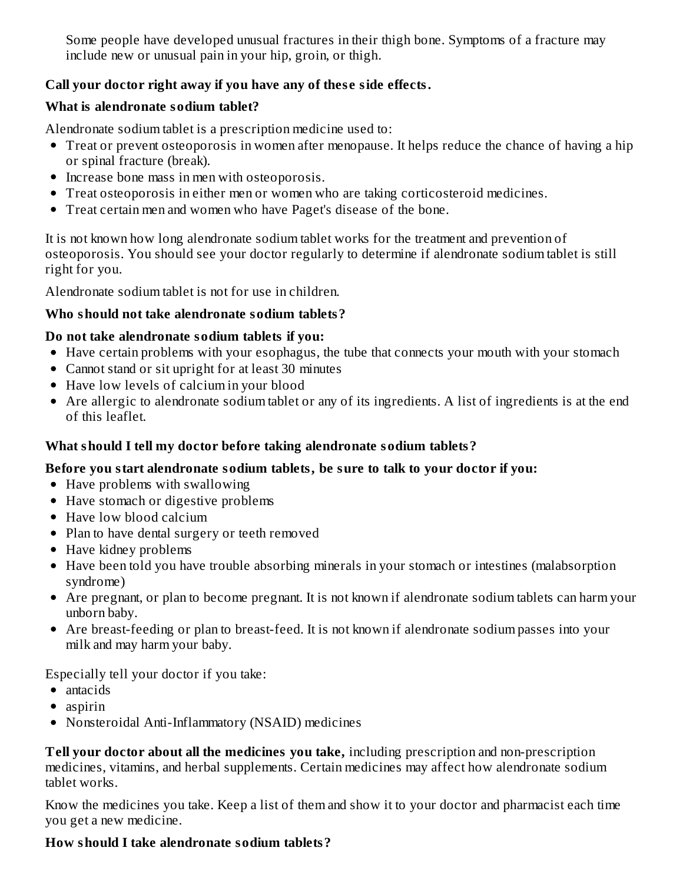Some people have developed unusual fractures in their thigh bone. Symptoms of a fracture may include new or unusual pain in your hip, groin, or thigh.

**Call your doctor right away if you have any of these side effects.**

**What is alendronate sodium tablet?**

Alendronate sodium tablet is a prescription medicine used to:

- Treat or prevent osteoporosis in women after menopause. It helps reduce the chance of having a hip or spinal fracture (break).
- Increase bone mass in men with osteoporosis.
- Treat osteoporosis in either men or women who are taking corticosteroid medicines.
- Treat certain men and women who have Paget's disease of the bone.

It is not known how long alendronate sodium tablet works for the treatment and prevention of osteoporosis. You should see your doctor regularly to determine if alendronate sodium tablet is still right for you.

Alendronate sodium tablet is not for use in children.

**Who should not take alendronate sodium tablets?**

**Do not take alendronate sodium tablets if you:**

- Have certain problems with your esophagus, the tube that connects your mouth with your stomach
- Cannot stand or sit upright for at least 30 minutes
- Have low levels of calcium in your blood
- Are allergic to alendronate sodium tablet or any of its ingredients. A list of ingredients is at the end of this leaflet.

**What should I tell my doctor before taking alendronate sodium tablets?**

**Before you start alendronate sodium tablets, be sure to talk to your doctor if you:**

- Have problems with swallowing
- Have stomach or digestive problems
- Have low blood calcium
- Plan to have dental surgery or teeth removed
- Have kidney problems
- Have been told you have trouble absorbing minerals in your stomach or intestines (malabsorption syndrome)
- Are pregnant, or plan to become pregnant. It is not known if alendronate sodium tablets can harm your unborn baby.
- Are breast-feeding or plan to breast-feed. It is not known if alendronate sodium passes into your milk and may harm your baby.

Especially tell your doctor if you take:

- antacids
- aspirin
- Nonsteroidal Anti-Inflammatory (NSAID) medicines

**Tell your doctor about all the medicines you take,** including prescription and non-prescription medicines, vitamins, and herbal supplements. Certain medicines may affect how alendronate sodium tablet works.

Know the medicines you take. Keep a list of them and show it to your doctor and pharmacist each time you get a new medicine.

**How should I take alendronate sodium tablets?**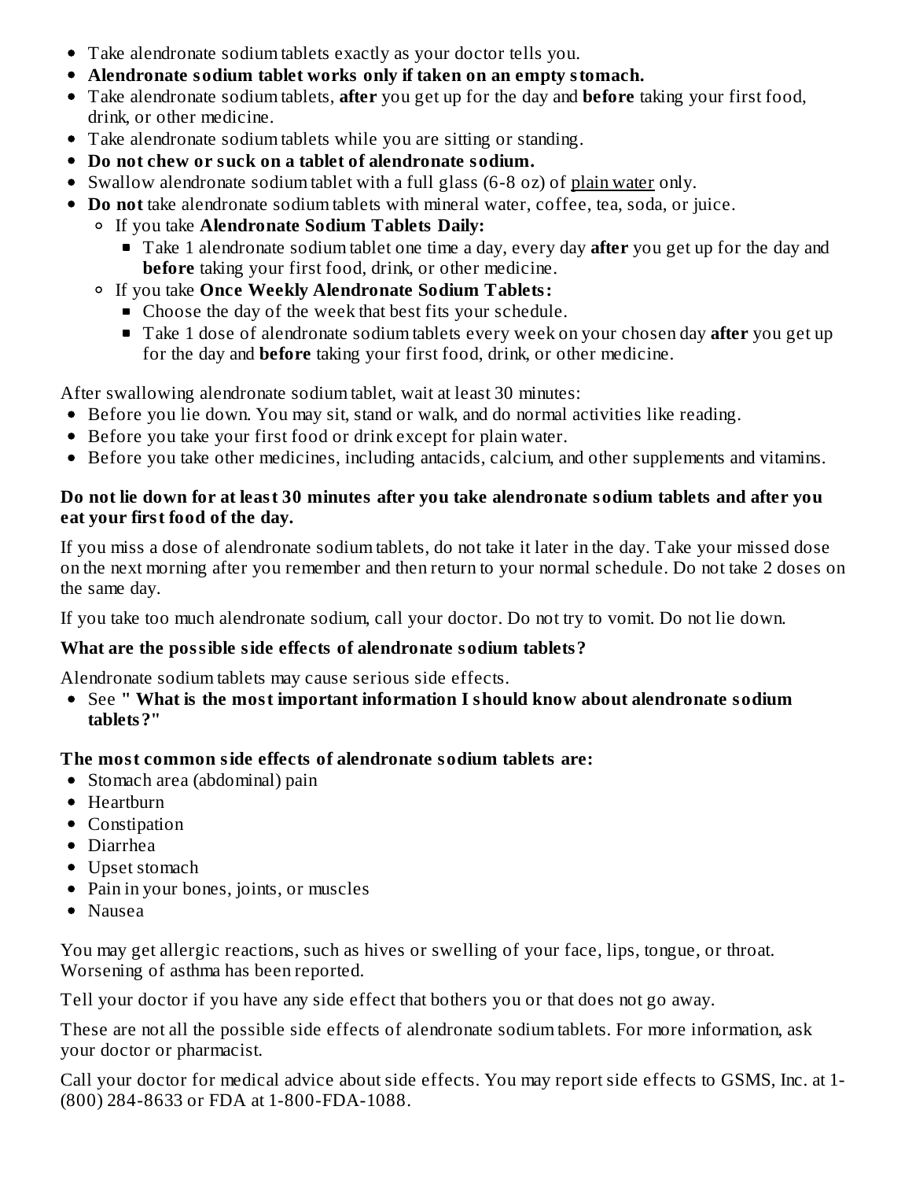- Take alendronate sodium tablets exactly as your doctor tells you.
- **Alendronate sodium tablet works only if taken on an empty stomach.**
- Take alendronate sodium tablets, **after** you get up for the day and **before** taking your first food, drink, or other medicine.
- Take alendronate sodium tablets while you are sitting or standing.
- **Do not chew or suck on a tablet of alendronate sodium.**
- Swallow alendronate sodium tablet with a full glass (6-8 oz) of plain water only.
- **Do not** take alendronate sodium tablets with mineral water, coffee, tea, soda, or juice.
    - If you take **Alendronate Sodium Tablets Daily:**
        - Take 1 alendronate sodium tablet one time a day, every day **after** you get up for the day and **before** taking your first food, drink, or other medicine.
    - If you take **Once Weekly Alendronate Sodium Tablets:**
        - Choose the day of the week that best fits your schedule.
        - Take 1 dose of alendronate sodium tablets every week on your chosen day **after** you get up for the day and **before** taking your first food, drink, or other medicine.

After swallowing alendronate sodium tablet, wait at least 30 minutes:

- Before you lie down. You may sit, stand or walk, and do normal activities like reading.
- Before you take your first food or drink except for plain water.
- Before you take other medicines, including antacids, calcium, and other supplements and vitamins.

**Do not lie down for at least 30 minutes after you take alendronate sodium tablets and after you eat your first food of the day.**

If you miss a dose of alendronate sodium tablets, do not take it later in the day. Take your missed dose on the next morning after you remember and then return to your normal schedule. Do not take 2 doses on the same day.

If you take too much alendronate sodium, call your doctor. Do not try to vomit. Do not lie down.

**What are the possible side effects of alendronate sodium tablets?**

Alendronate sodium tablets may cause serious side effects.

- See **" What is the most important information I should know about alendronate sodium tablets?"**

**The most common side effects of alendronate sodium tablets are:**

- Stomach area (abdominal) pain
- Heartburn
- Constipation
- Diarrhea
- Upset stomach
- Pain in your bones, joints, or muscles
- Nausea

You may get allergic reactions, such as hives or swelling of your face, lips, tongue, or throat. Worsening of asthma has been reported.

Tell your doctor if you have any side effect that bothers you or that does not go away.

These are not all the possible side effects of alendronate sodium tablets. For more information, ask your doctor or pharmacist.

Call your doctor for medical advice about side effects. You may report side effects to GSMS, Inc. at 1-(800) 284-8633 or FDA at 1-800-FDA-1088.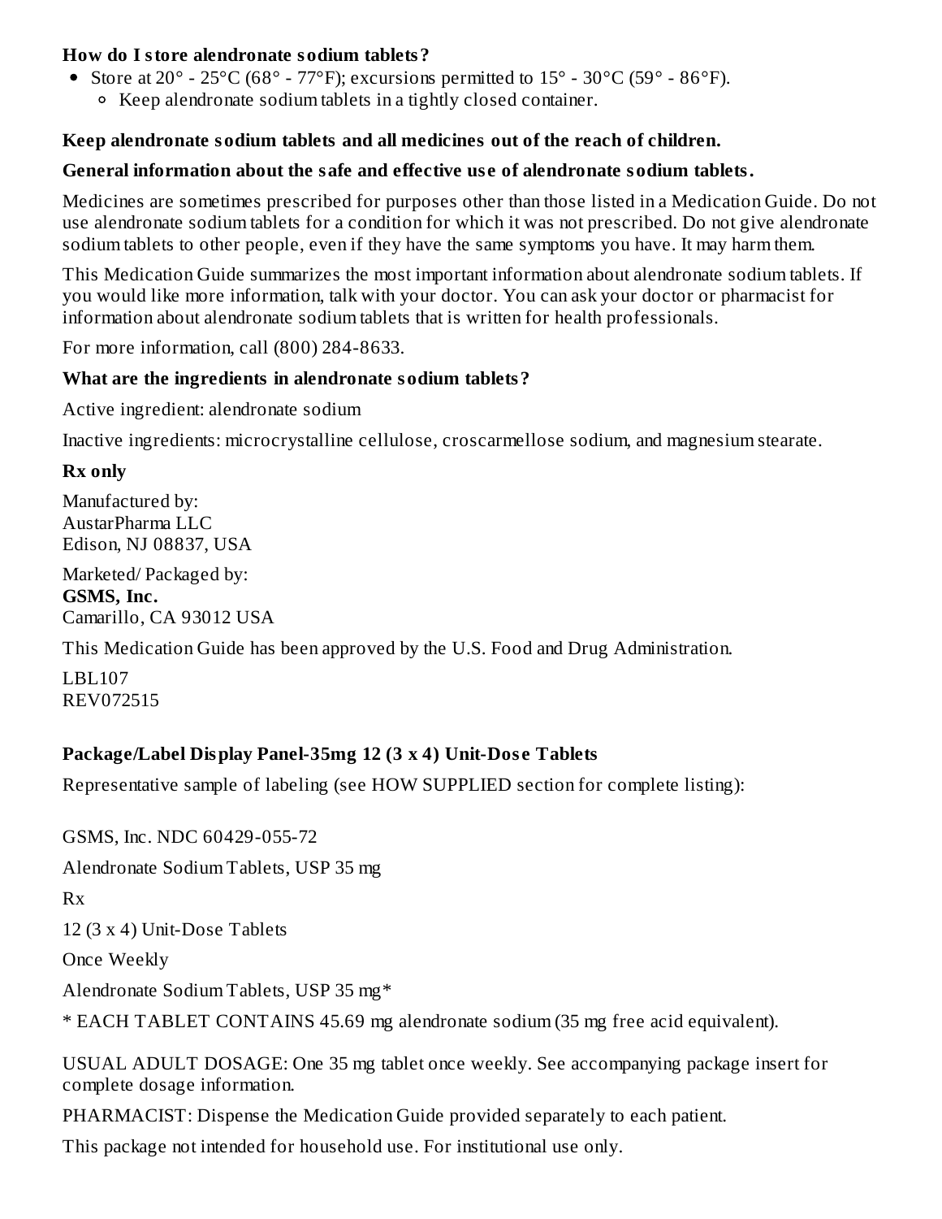**How do I store alendronate sodium tablets?**

- Store at 20° - 25°C (68° - 77°F); excursions permitted to 15° - 30°C (59° - 86°F).
  - Keep alendronate sodium tablets in a tightly closed container.

**Keep alendronate sodium tablets and all medicines out of the reach of children.**

**General information about the safe and effective use of alendronate sodium tablets.**

Medicines are sometimes prescribed for purposes other than those listed in a Medication Guide. Do not use alendronate sodium tablets for a condition for which it was not prescribed. Do not give alendronate sodium tablets to other people, even if they have the same symptoms you have. It may harm them.

This Medication Guide summarizes the most important information about alendronate sodium tablets. If you would like more information, talk with your doctor. You can ask your doctor or pharmacist for information about alendronate sodium tablets that is written for health professionals.

For more information, call (800) 284-8633.

**What are the ingredients in alendronate sodium tablets?**

Active ingredient: alendronate sodium

Inactive ingredients: microcrystalline cellulose, croscarmellose sodium, and magnesium stearate.

**Rx only**

Manufactured by:
AustarPharma LLC
Edison, NJ 08837, USA

Marketed/ Packaged by:
**GSMS, Inc.**
Camarillo, CA 93012 USA

This Medication Guide has been approved by the U.S. Food and Drug Administration.

LBL107
REV072515

**Package/Label Display Panel-35mg 12 (3 x 4) Unit-Dose Tablets**

Representative sample of labeling (see HOW SUPPLIED section for complete listing):

GSMS, Inc. NDC 60429-055-72

Alendronate Sodium Tablets, USP 35 mg

Rx

12 (3 x 4) Unit-Dose Tablets

Once Weekly

Alendronate Sodium Tablets, USP 35 mg*

* EACH TABLET CONTAINS 45.69 mg alendronate sodium (35 mg free acid equivalent).

USUAL ADULT DOSAGE: One 35 mg tablet once weekly. See accompanying package insert for complete dosage information.

PHARMACIST: Dispense the Medication Guide provided separately to each patient.

This package not intended for household use. For institutional use only.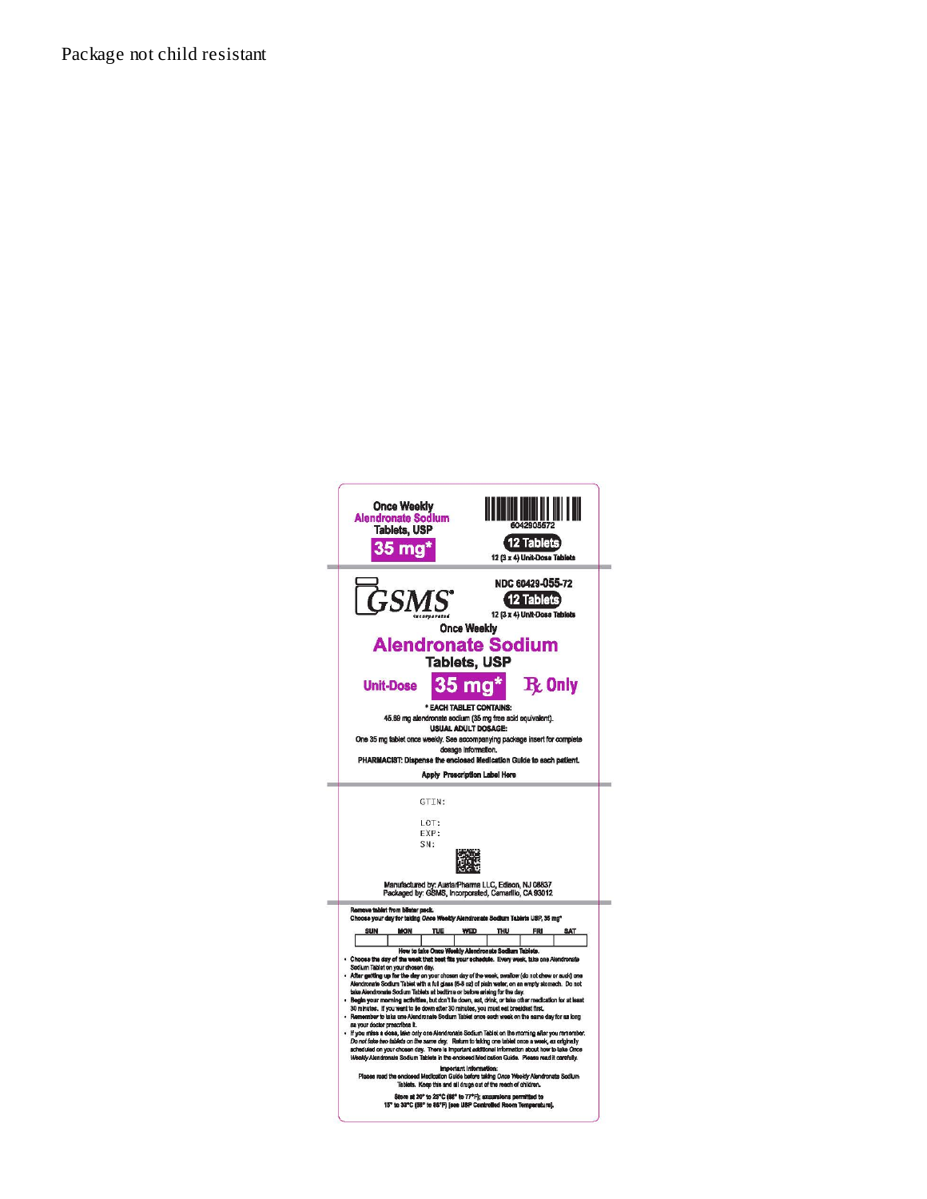Package not child resistant

Once Weekly
**Alendronate Sodium**
Tablets, USP
**35 mg***

6042905572

**12 Tablets**
12 (3 x 4) Unit-Dose Tablets

GSMS Incorporated

NDC 60429-055-72

**12 Tablets**
12 (3 x 4) Unit-Dose Tablets

Once Weekly
# Alendronate Sodium
Tablets, USP

**Unit-Dose** **35 mg*** **℞ Only**

**\* EACH TABLET CONTAINS:**
45.69 mg alendronate sodium (35 mg free acid equivalent).

**USUAL ADULT DOSAGE:**
One 35 mg tablet once weekly. See accompanying package insert for complete dosage information.

**PHARMACIST: Dispense the enclosed Medication Guide to each patient.**

**Apply Prescription Label Here**

GTIN:

LOT:
EXP:
SN:

Manufactured by: AustarPharma LLC, Edison, NJ 08837
Packaged by: GSMS, Incorporated, Camarillo, CA 93012

**Remove tablet from blister pack.**
**Choose your day for taking Once Weekly Alendronate Sodium Tablets USP, 35 mg***

| SUN | MON | TUE | WED | THU | FRI | SAT |
|---|---|---|---|---|---|---|
| | | | | | | |

**How to take Once Weekly Alendronate Sodium Tablets.**

- Choose the day of the week that best fits your schedule. Every week, take one Alendronate Sodium Tablet on your chosen day.
- After getting up for the day on your chosen day of the week, swallow (do not chew or suck) one Alendronate Sodium Tablet with a full glass (6-8 oz) of plain water, on an empty stomach. Do not take Alendronate Sodium Tablets at bedtime or before arising for the day.
- Begin your morning activities, but don't lie down, eat, drink, or take other medication for at least 30 minutes. If you want to lie down after 30 minutes, you must eat breakfast first.
- Remember to take one Alendronate Sodium Tablet once each week on the same day for as long as your doctor prescribes it.
- If you miss a dose, take only one Alendronate Sodium Tablet on the morning after you remember. *Do not take two tablets on the same day.* Return to taking one tablet once a week, as originally scheduled on your chosen day. There is important additional information about how to take Once Weekly Alendronate Sodium Tablets in the enclosed Medication Guide. Please read it carefully.

**Important Information:**
Please read the enclosed Medication Guide before taking Once Weekly Alendronate Sodium Tablets. Keep this and all drugs out of the reach of children.

**Store at 20° to 25°C (68° to 77°F); excursions permitted to 15° to 30°C (59° to 86°F) [see USP Controlled Room Temperature].**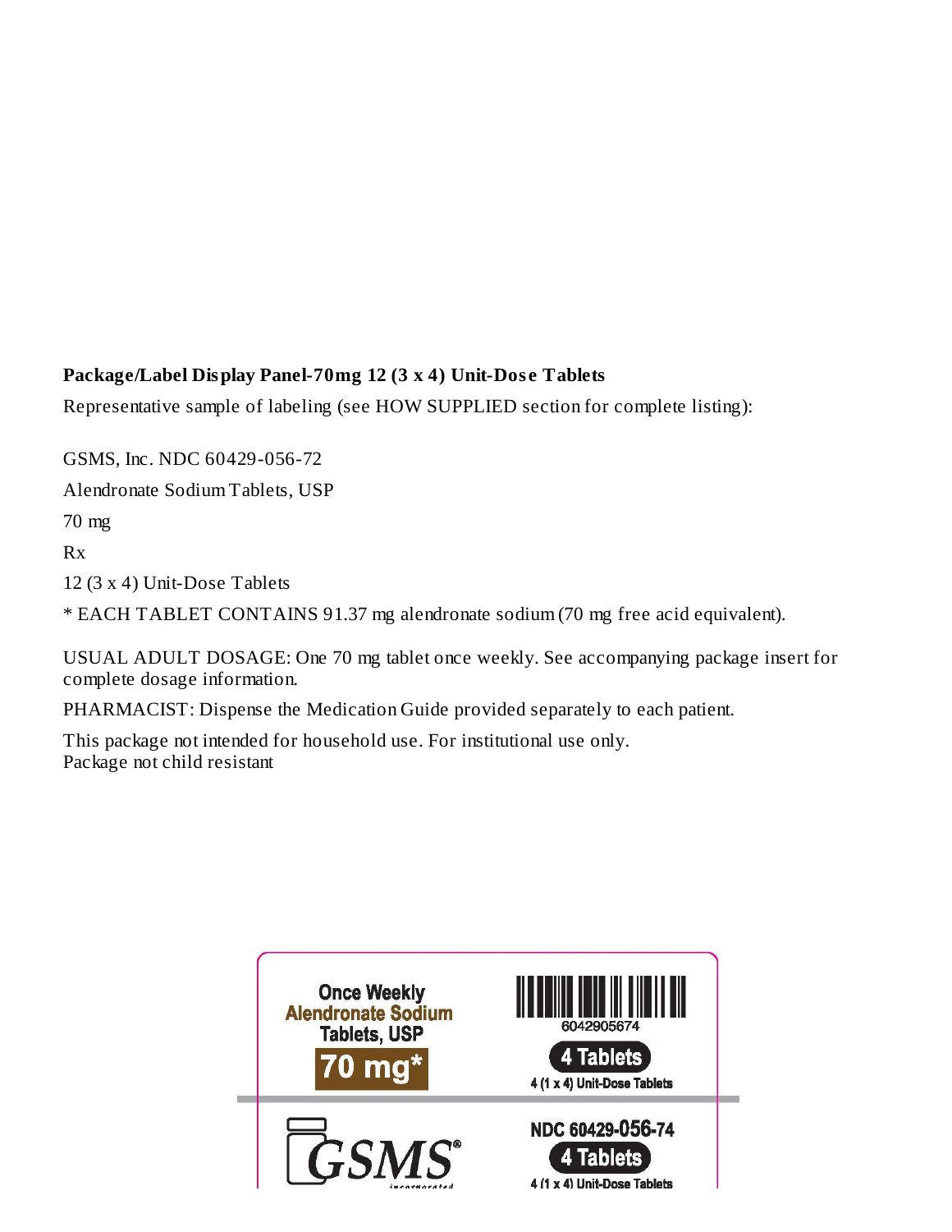**Package/Label Display Panel-70mg 12 (3 x 4) Unit-Dose Tablets**

Representative sample of labeling (see HOW SUPPLIED section for complete listing):

GSMS, Inc. NDC 60429-056-72

Alendronate Sodium Tablets, USP

70 mg

Rx

12 (3 x 4) Unit-Dose Tablets

* EACH TABLET CONTAINS 91.37 mg alendronate sodium (70 mg free acid equivalent).

USUAL ADULT DOSAGE: One 70 mg tablet once weekly. See accompanying package insert for complete dosage information.

PHARMACIST: Dispense the Medication Guide provided separately to each patient.

This package not intended for household use. For institutional use only.
Package not child resistant

Once Weekly
Alendronate Sodium
Tablets, USP
70 mg*

6042905674

4 Tablets
4 (1 x 4) Unit-Dose Tablets

GSMS® incorporated

NDC 60429-056-74
4 Tablets
4 (1 x 4) Unit-Dose Tablets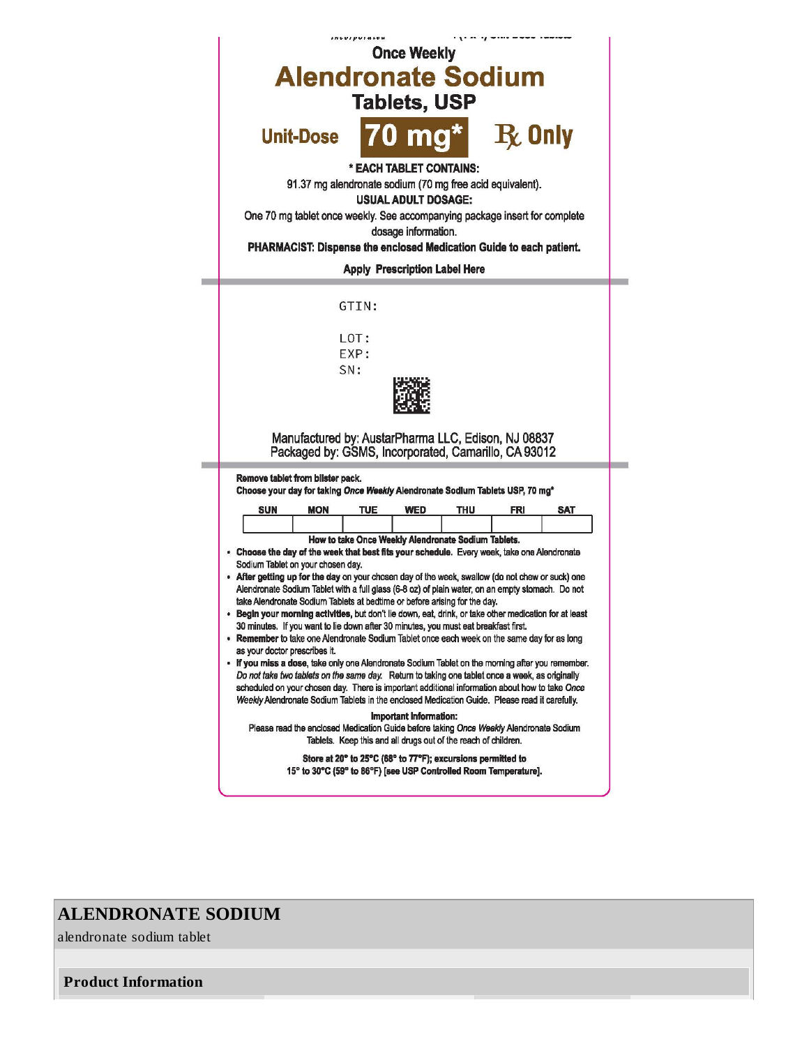Once Weekly

# Alendronate Sodium

## Tablets, USP

**Unit-Dose** **70 mg*** **℞ Only**

*** EACH TABLET CONTAINS:**

91.37 mg alendronate sodium (70 mg free acid equivalent).

**USUAL ADULT DOSAGE:**

One 70 mg tablet once weekly. See accompanying package insert for complete dosage information.

**PHARMACIST: Dispense the enclosed Medication Guide to each patient.**

**Apply Prescription Label Here**

GTIN:

LOT:
EXP:
SN:

Manufactured by: AustarPharma LLC, Edison, NJ 08837
Packaged by: GSMS, Incorporated, Camarillo, CA 93012

**Remove tablet from blister pack.**
**Choose your day for taking *Once Weekly* Alendronate Sodium Tablets USP, 70 mg***

| SUN | MON | TUE | WED | THU | FRI | SAT |
|---|---|---|---|---|---|---|
| | | | | | | |

**How to take Once Weekly Alendronate Sodium Tablets.**

- **Choose the day of the week that best fits your schedule.** Every week, take one Alendronate Sodium Tablet on your chosen day.
- **After getting up for the day** on your chosen day of the week, swallow (do not chew or suck) one Alendronate Sodium Tablet with a full glass (6-8 oz) of plain water, on an empty stomach. Do not take Alendronate Sodium Tablets at bedtime or before arising for the day.
- **Begin your morning activities,** but don't lie down, eat, drink, or take other medication for at least 30 minutes. If you want to lie down after 30 minutes, you must eat breakfast first.
- **Remember** to take one Alendronate Sodium Tablet once each week on the same day for as long as your doctor prescribes it.
- **If you miss a dose,** take only one Alendronate Sodium Tablet on the morning after you remember. *Do not take two tablets on the same day.* Return to taking one tablet once a week, as originally scheduled on your chosen day. There is important additional information about how to take *Once Weekly* Alendronate Sodium Tablets in the enclosed Medication Guide. Please read it carefully.

**Important Information:**

Please read the enclosed Medication Guide before taking *Once Weekly* Alendronate Sodium Tablets. Keep this and all drugs out of the reach of children.

**Store at 20° to 25°C (68° to 77°F); excursions permitted to 15° to 30°C (59° to 86°F) [see USP Controlled Room Temperature].**

# ALENDRONATE SODIUM

alendronate sodium tablet

## Product Information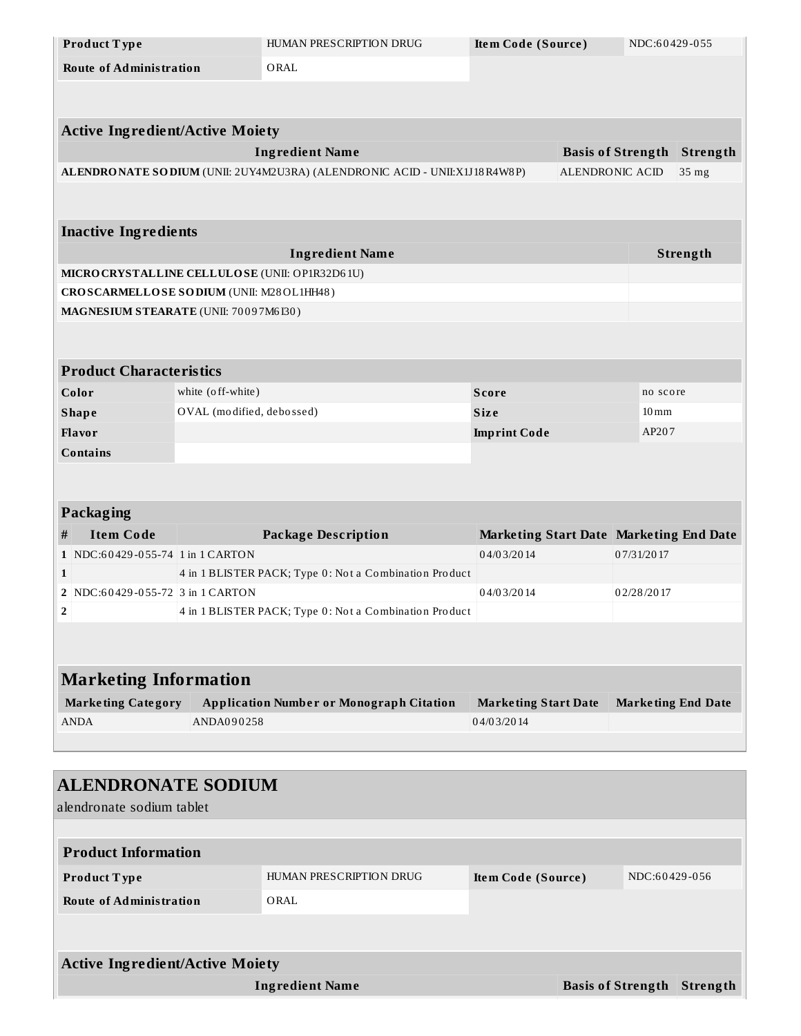| Product Type | HUMAN PRESCRIPTION DRUG | Item Code (Source) | NDC:60429-055 |
| --- | --- | --- | --- |
| Route of Administration | ORAL | | |

| Active Ingredient/Active Moiety | | |
| --- | --- | --- |
| **Ingredient Name** | **Basis of Strength** | **Strength** |
| **ALENDRONATE SODIUM** (UNII: 2UY4M2U3RA) (ALENDRONIC ACID - UNII:X1J18R4W8P) | ALENDRONIC ACID | 35 mg |

| Inactive Ingredients | |
| --- | --- |
| **Ingredient Name** | **Strength** |
| **MICROCRYSTALLINE CELLULOSE** (UNII: OP1R32D61U) | |
| **CROSCARMELLOSE SODIUM** (UNII: M28OL1HH48) | |
| **MAGNESIUM STEARATE** (UNII: 70097M6I30) | |

| Product Characteristics | | | |
| --- | --- | --- | --- |
| **Color** | white (off-white) | **Score** | no score |
| **Shape** | OVAL (modified, debossed) | **Size** | 10mm |
| **Flavor** | | **Imprint Code** | AP207 |
| **Contains** | | | |

| Packaging | | | | |
| --- | --- | --- | --- | --- |
| **#** | **Item Code** | **Package Description** | **Marketing Start Date** | **Marketing End Date** |
| 1 | NDC:60429-055-74 | 1 in 1 CARTON | 04/03/2014 | 07/31/2017 |
| 1 | | 4 in 1 BLISTER PACK; Type 0: Not a Combination Product | | |
| 2 | NDC:60429-055-72 | 3 in 1 CARTON | 04/03/2014 | 02/28/2017 |
| 2 | | 4 in 1 BLISTER PACK; Type 0: Not a Combination Product | | |

| Marketing Information | | | |
| --- | --- | --- | --- |
| **Marketing Category** | **Application Number or Monograph Citation** | **Marketing Start Date** | **Marketing End Date** |
| ANDA | ANDA090258 | 04/03/2014 | |

## ALENDRONATE SODIUM

alendronate sodium tablet

| Product Information | | | |
| --- | --- | --- | --- |
| **Product Type** | HUMAN PRESCRIPTION DRUG | **Item Code (Source)** | NDC:60429-056 |
| **Route of Administration** | ORAL | | |

| Active Ingredient/Active Moiety | | |
| --- | --- | --- |
| **Ingredient Name** | **Basis of Strength** | **Strength** |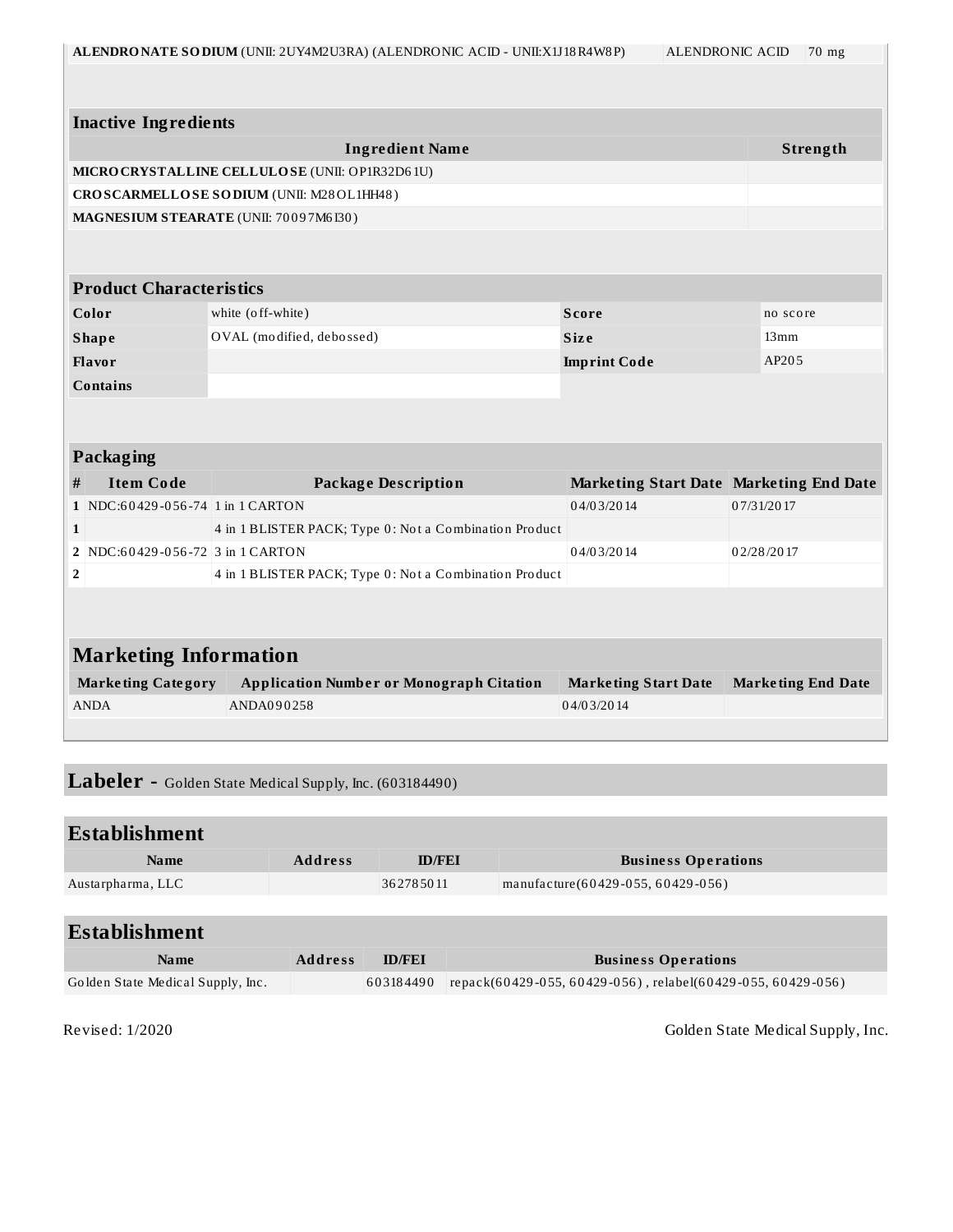| | | | |
|---|---|---|---|
| **ALENDRONATE SODIUM** (UNII: 2UY4M2U3RA) (ALENDRONIC ACID - UNII:X1J18R4W8P) | ALENDRONIC ACID | 70 mg | |

## Inactive Ingredients

| Ingredient Name | Strength |
|---|---|
| **MICROCRYSTALLINE CELLULOSE** (UNII: OP1R32D61U) | |
| **CROSCARMELLOSE SODIUM** (UNII: M28OL1HH48) | |
| **MAGNESIUM STEARATE** (UNII: 70097M6I30) | |

## Product Characteristics

| | | | |
|---|---|---|---|
| **Color** | white (off-white) | **Score** | no score |
| **Shape** | OVAL (modified, debossed) | **Size** | 13mm |
| **Flavor** | | **Imprint Code** | AP205 |
| **Contains** | | | |

## Packaging

| # | Item Code | Package Description | Marketing Start Date | Marketing End Date |
|---|---|---|---|---|
| 1 | NDC:60429-056-74 | 1 in 1 CARTON | 04/03/2014 | 07/31/2017 |
| 1 | | 4 in 1 BLISTER PACK; Type 0: Not a Combination Product | | |
| 2 | NDC:60429-056-72 | 3 in 1 CARTON | 04/03/2014 | 02/28/2017 |
| 2 | | 4 in 1 BLISTER PACK; Type 0: Not a Combination Product | | |

## Marketing Information

| Marketing Category | Application Number or Monograph Citation | Marketing Start Date | Marketing End Date |
|---|---|---|---|
| ANDA | ANDA090258 | 04/03/2014 | |

## Labeler - Golden State Medical Supply, Inc. (603184490)

## Establishment

| Name | Address | ID/FEI | Business Operations |
|---|---|---|---|
| Austarpharma, LLC | | 362785011 | manufacture(60429-055, 60429-056) |

## Establishment

| Name | Address | ID/FEI | Business Operations |
|---|---|---|---|
| Golden State Medical Supply, Inc. | | 603184490 | repack(60429-055, 60429-056), relabel(60429-055, 60429-056) |

Revised: 1/2020

Golden State Medical Supply, Inc.